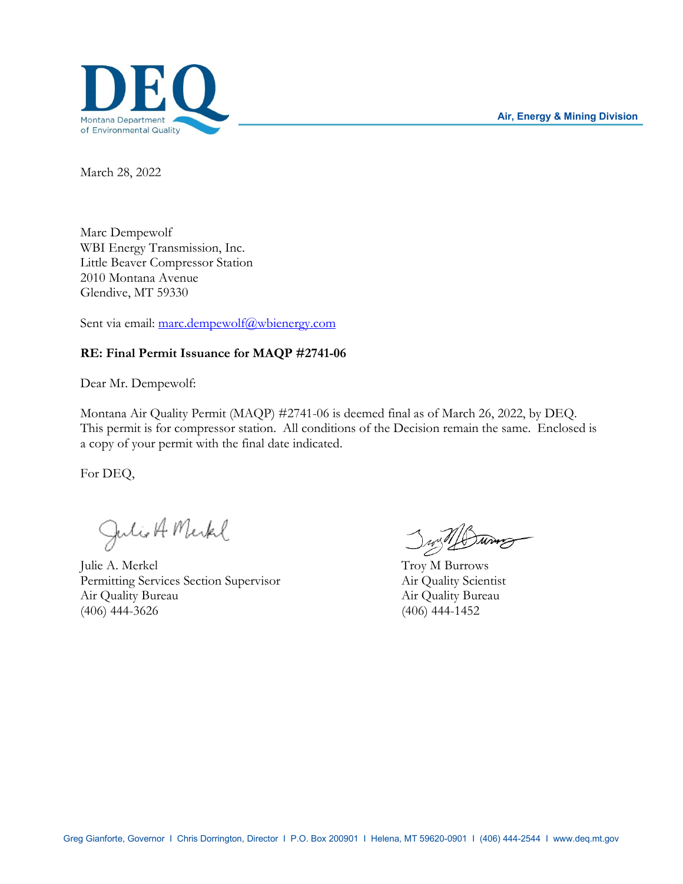DEQ
Montana Department of Environmental Quality

Air, Energy & Mining Division

March 28, 2022

Marc Dempewolf
WBI Energy Transmission, Inc.
Little Beaver Compressor Station
2010 Montana Avenue
Glendive, MT 59330

Sent via email: marc.dempewolf@wbienergy.com

**RE: Final Permit Issuance for MAQP #2741-06**

Dear Mr. Dempewolf:

Montana Air Quality Permit (MAQP) #2741-06 is deemed final as of March 26, 2022, by DEQ. This permit is for compressor station. All conditions of the Decision remain the same. Enclosed is a copy of your permit with the final date indicated.

For DEQ,

Julie A. Merkel
Permitting Services Section Supervisor
Air Quality Bureau
(406) 444-3626

Troy M Burrows
Air Quality Scientist
Air Quality Bureau
(406) 444-1452

Greg Gianforte, Governor I Chris Dorrington, Director I P.O. Box 200901 I Helena, MT 59620-0901 I (406) 444-2544 I www.deq.mt.gov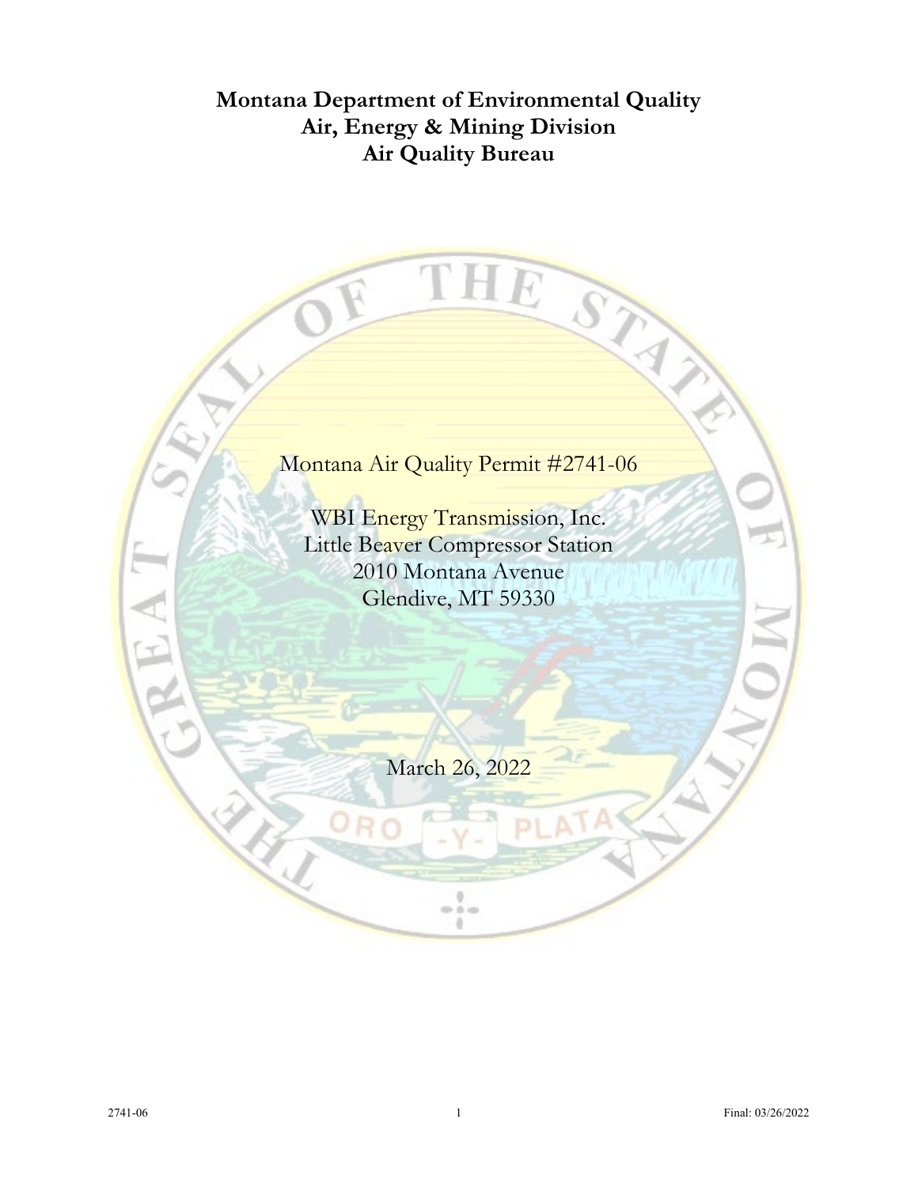# Montana Department of Environmental Quality
# Air, Energy & Mining Division
# Air Quality Bureau

Montana Air Quality Permit #2741-06

WBI Energy Transmission, Inc.
Little Beaver Compressor Station
2010 Montana Avenue
Glendive, MT 59330

March 26, 2022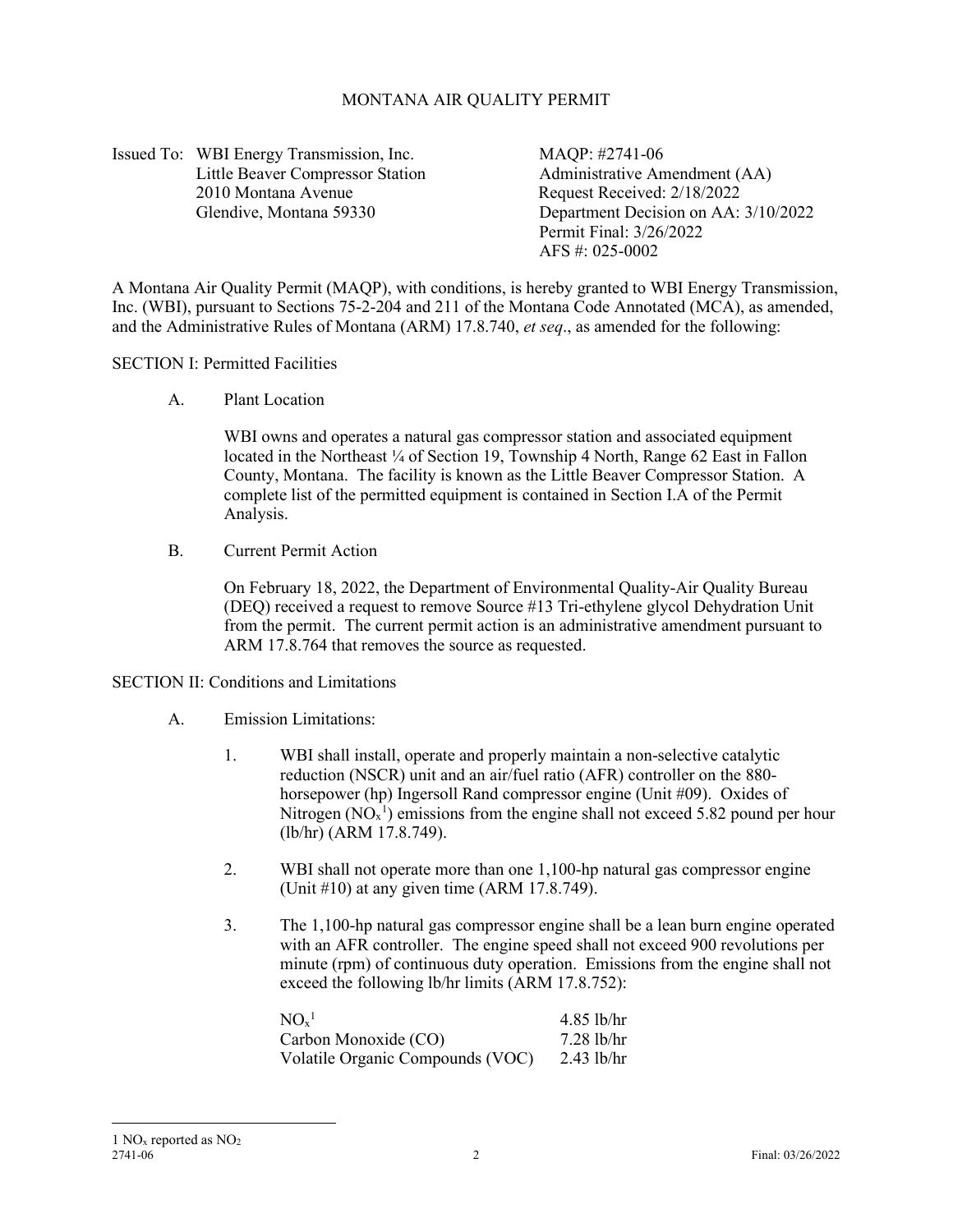# MONTANA AIR QUALITY PERMIT

Issued To: WBI Energy Transmission, Inc.
Little Beaver Compressor Station
2010 Montana Avenue
Glendive, Montana 59330

MAQP: #2741-06
Administrative Amendment (AA)
Request Received: 2/18/2022
Department Decision on AA: 3/10/2022
Permit Final: 3/26/2022
AFS #: 025-0002

A Montana Air Quality Permit (MAQP), with conditions, is hereby granted to WBI Energy Transmission, Inc. (WBI), pursuant to Sections 75-2-204 and 211 of the Montana Code Annotated (MCA), as amended, and the Administrative Rules of Montana (ARM) 17.8.740, *et seq*., as amended for the following:

## SECTION I: Permitted Facilities

A. Plant Location

WBI owns and operates a natural gas compressor station and associated equipment located in the Northeast ¼ of Section 19, Township 4 North, Range 62 East in Fallon County, Montana. The facility is known as the Little Beaver Compressor Station. A complete list of the permitted equipment is contained in Section I.A of the Permit Analysis.

B. Current Permit Action

On February 18, 2022, the Department of Environmental Quality-Air Quality Bureau (DEQ) received a request to remove Source #13 Tri-ethylene glycol Dehydration Unit from the permit. The current permit action is an administrative amendment pursuant to ARM 17.8.764 that removes the source as requested.

## SECTION II: Conditions and Limitations

A. Emission Limitations:

1. WBI shall install, operate and properly maintain a non-selective catalytic reduction (NSCR) unit and an air/fuel ratio (AFR) controller on the 880-horsepower (hp) Ingersoll Rand compressor engine (Unit #09). Oxides of Nitrogen ($NO_x$[1]) emissions from the engine shall not exceed 5.82 pound per hour (lb/hr) (ARM 17.8.749).

2. WBI shall not operate more than one 1,100-hp natural gas compressor engine (Unit #10) at any given time (ARM 17.8.749).

3. The 1,100-hp natural gas compressor engine shall be a lean burn engine operated with an AFR controller. The engine speed shall not exceed 900 revolutions per minute (rpm) of continuous duty operation. Emissions from the engine shall not exceed the following lb/hr limits (ARM 17.8.752):

| Pollutant | Limit |
|---|---|
| $NO_x$[1] | 4.85 lb/hr |
| Carbon Monoxide (CO) | 7.28 lb/hr |
| Volatile Organic Compounds (VOC) | 2.43 lb/hr |

[1] $NO_x$ reported as $NO_2$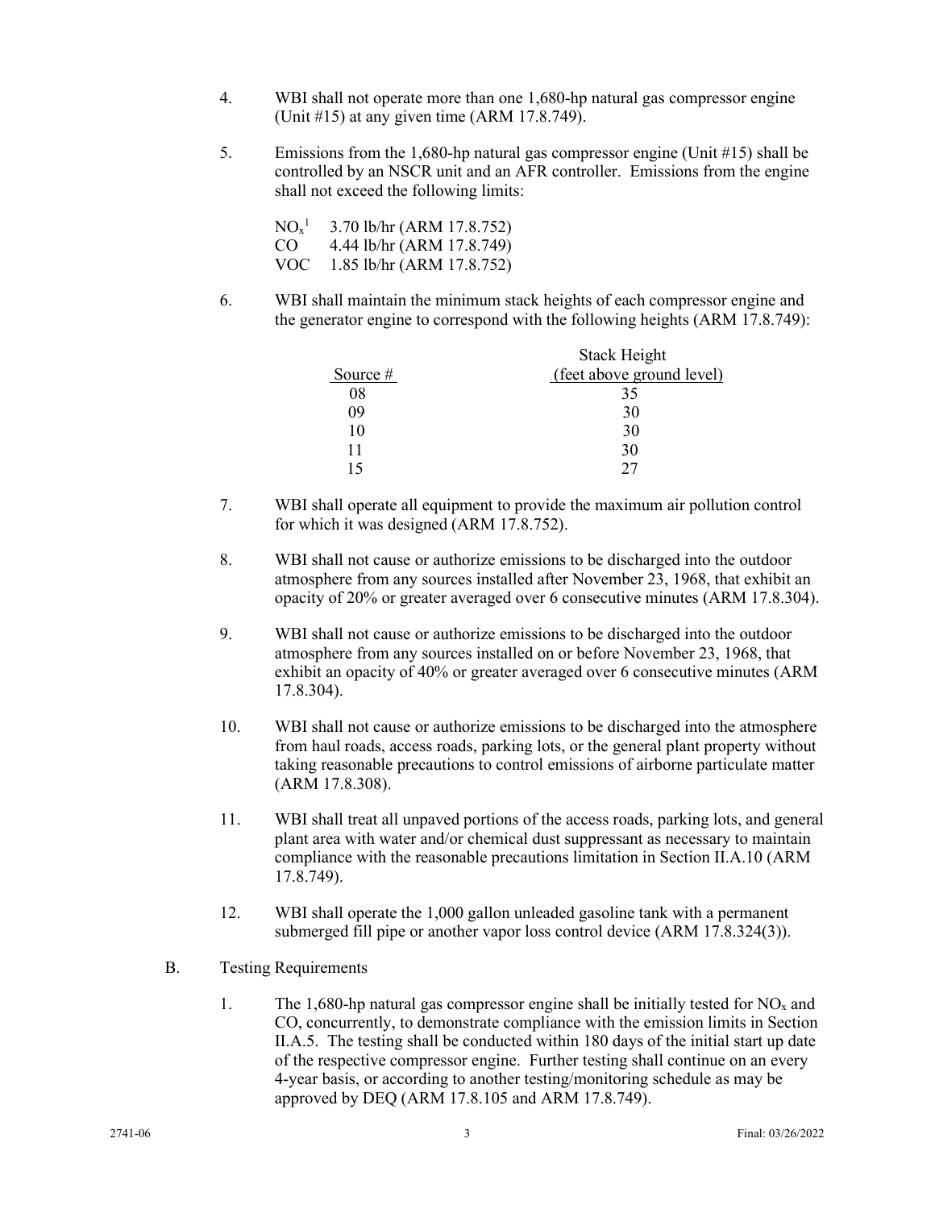4. WBI shall not operate more than one 1,680-hp natural gas compressor engine (Unit #15) at any given time (ARM 17.8.749).

5. Emissions from the 1,680-hp natural gas compressor engine (Unit #15) shall be controlled by an NSCR unit and an AFR controller. Emissions from the engine shall not exceed the following limits:

   $NO_x$[1] 3.70 lb/hr (ARM 17.8.752)
   CO 4.44 lb/hr (ARM 17.8.749)
   VOC 1.85 lb/hr (ARM 17.8.752)

6. WBI shall maintain the minimum stack heights of each compressor engine and the generator engine to correspond with the following heights (ARM 17.8.749):

| Source # | Stack Height (feet above ground level) |
|---|---|
| 08 | 35 |
| 09 | 30 |
| 10 | 30 |
| 11 | 30 |
| 15 | 27 |

7. WBI shall operate all equipment to provide the maximum air pollution control for which it was designed (ARM 17.8.752).

8. WBI shall not cause or authorize emissions to be discharged into the outdoor atmosphere from any sources installed after November 23, 1968, that exhibit an opacity of 20% or greater averaged over 6 consecutive minutes (ARM 17.8.304).

9. WBI shall not cause or authorize emissions to be discharged into the outdoor atmosphere from any sources installed on or before November 23, 1968, that exhibit an opacity of 40% or greater averaged over 6 consecutive minutes (ARM 17.8.304).

10. WBI shall not cause or authorize emissions to be discharged into the atmosphere from haul roads, access roads, parking lots, or the general plant property without taking reasonable precautions to control emissions of airborne particulate matter (ARM 17.8.308).

11. WBI shall treat all unpaved portions of the access roads, parking lots, and general plant area with water and/or chemical dust suppressant as necessary to maintain compliance with the reasonable precautions limitation in Section II.A.10 (ARM 17.8.749).

12. WBI shall operate the 1,000 gallon unleaded gasoline tank with a permanent submerged fill pipe or another vapor loss control device (ARM 17.8.324(3)).

B. Testing Requirements

1. The 1,680-hp natural gas compressor engine shall be initially tested for $NO_x$ and CO, concurrently, to demonstrate compliance with the emission limits in Section II.A.5. The testing shall be conducted within 180 days of the initial start up date of the respective compressor engine. Further testing shall continue on an every 4-year basis, or according to another testing/monitoring schedule as may be approved by DEQ (ARM 17.8.105 and ARM 17.8.749).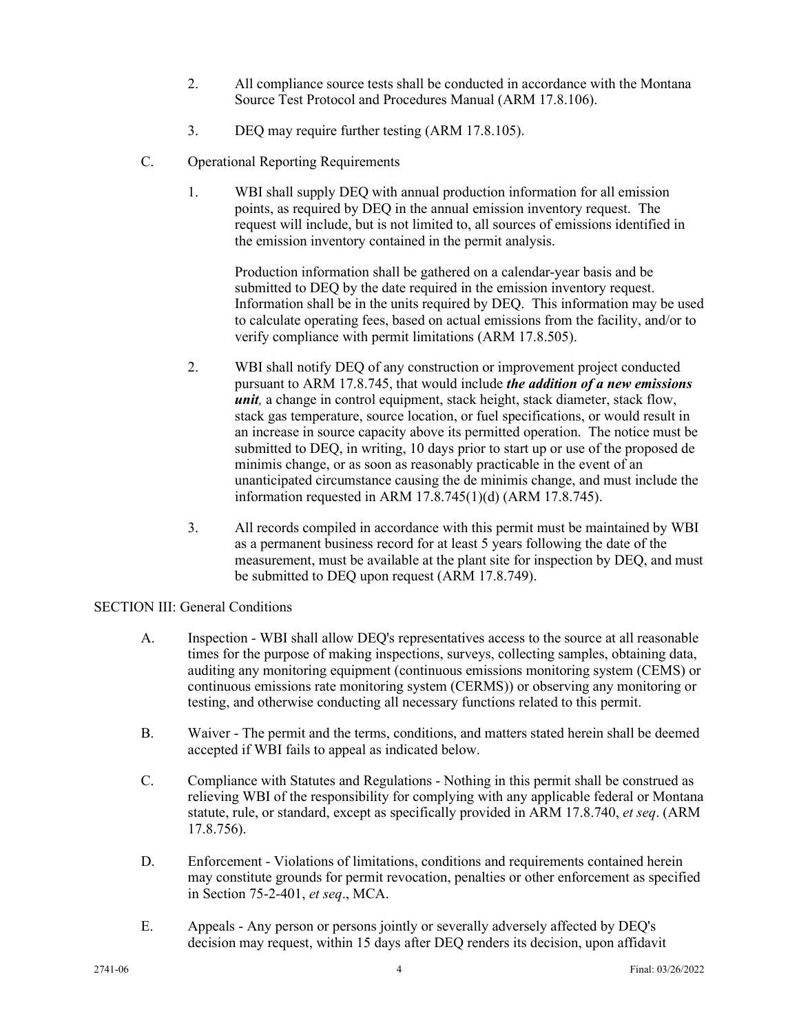2. All compliance source tests shall be conducted in accordance with the Montana Source Test Protocol and Procedures Manual (ARM 17.8.106).

3. DEQ may require further testing (ARM 17.8.105).

C. Operational Reporting Requirements

1. WBI shall supply DEQ with annual production information for all emission points, as required by DEQ in the annual emission inventory request. The request will include, but is not limited to, all sources of emissions identified in the emission inventory contained in the permit analysis.

   Production information shall be gathered on a calendar-year basis and be submitted to DEQ by the date required in the emission inventory request. Information shall be in the units required by DEQ. This information may be used to calculate operating fees, based on actual emissions from the facility, and/or to verify compliance with permit limitations (ARM 17.8.505).

2. WBI shall notify DEQ of any construction or improvement project conducted pursuant to ARM 17.8.745, that would include ***the addition of a new emissions unit***, a change in control equipment, stack height, stack diameter, stack flow, stack gas temperature, source location, or fuel specifications, or would result in an increase in source capacity above its permitted operation. The notice must be submitted to DEQ, in writing, 10 days prior to start up or use of the proposed de minimis change, or as soon as reasonably practicable in the event of an unanticipated circumstance causing the de minimis change, and must include the information requested in ARM 17.8.745(1)(d) (ARM 17.8.745).

3. All records compiled in accordance with this permit must be maintained by WBI as a permanent business record for at least 5 years following the date of the measurement, must be available at the plant site for inspection by DEQ, and must be submitted to DEQ upon request (ARM 17.8.749).

SECTION III: General Conditions

A. Inspection - WBI shall allow DEQ's representatives access to the source at all reasonable times for the purpose of making inspections, surveys, collecting samples, obtaining data, auditing any monitoring equipment (continuous emissions monitoring system (CEMS) or continuous emissions rate monitoring system (CERMS)) or observing any monitoring or testing, and otherwise conducting all necessary functions related to this permit.

B. Waiver - The permit and the terms, conditions, and matters stated herein shall be deemed accepted if WBI fails to appeal as indicated below.

C. Compliance with Statutes and Regulations - Nothing in this permit shall be construed as relieving WBI of the responsibility for complying with any applicable federal or Montana statute, rule, or standard, except as specifically provided in ARM 17.8.740, *et seq*. (ARM 17.8.756).

D. Enforcement - Violations of limitations, conditions and requirements contained herein may constitute grounds for permit revocation, penalties or other enforcement as specified in Section 75-2-401, *et seq*., MCA.

E. Appeals - Any person or persons jointly or severally adversely affected by DEQ's decision may request, within 15 days after DEQ renders its decision, upon affidavit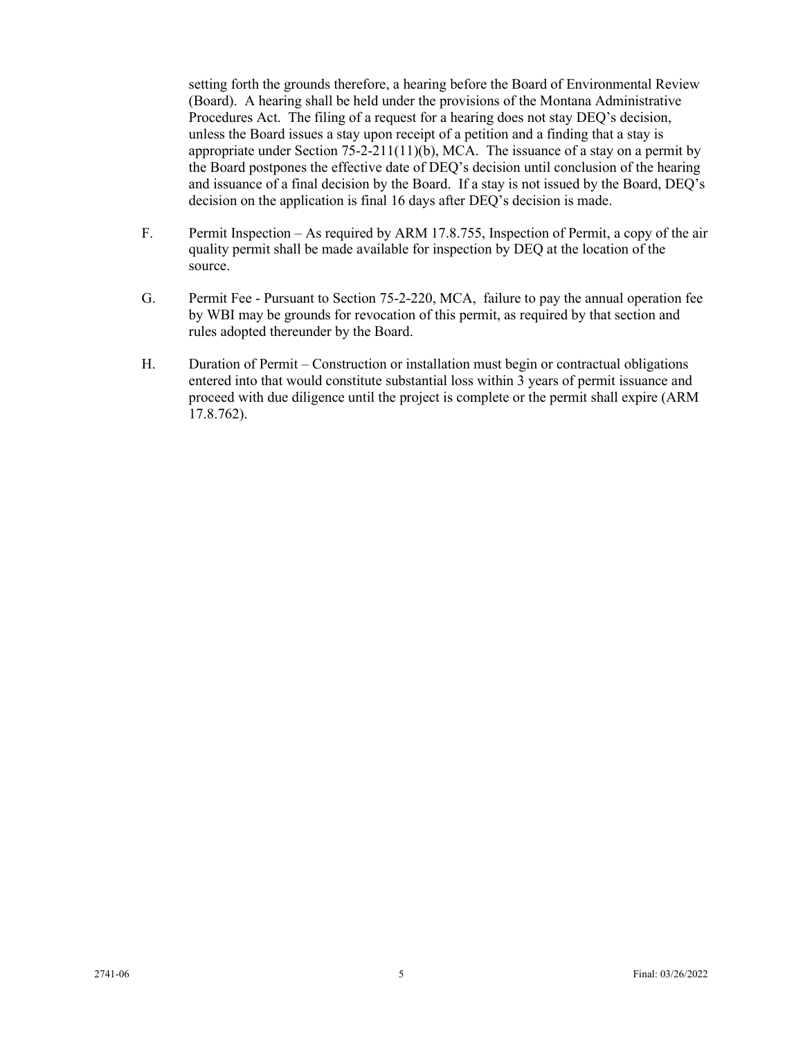setting forth the grounds therefore, a hearing before the Board of Environmental Review (Board). A hearing shall be held under the provisions of the Montana Administrative Procedures Act. The filing of a request for a hearing does not stay DEQ's decision, unless the Board issues a stay upon receipt of a petition and a finding that a stay is appropriate under Section 75-2-211(11)(b), MCA. The issuance of a stay on a permit by the Board postpones the effective date of DEQ's decision until conclusion of the hearing and issuance of a final decision by the Board. If a stay is not issued by the Board, DEQ's decision on the application is final 16 days after DEQ's decision is made.

F. Permit Inspection – As required by ARM 17.8.755, Inspection of Permit, a copy of the air quality permit shall be made available for inspection by DEQ at the location of the source.

G. Permit Fee - Pursuant to Section 75-2-220, MCA, failure to pay the annual operation fee by WBI may be grounds for revocation of this permit, as required by that section and rules adopted thereunder by the Board.

H. Duration of Permit – Construction or installation must begin or contractual obligations entered into that would constitute substantial loss within 3 years of permit issuance and proceed with due diligence until the project is complete or the permit shall expire (ARM 17.8.762).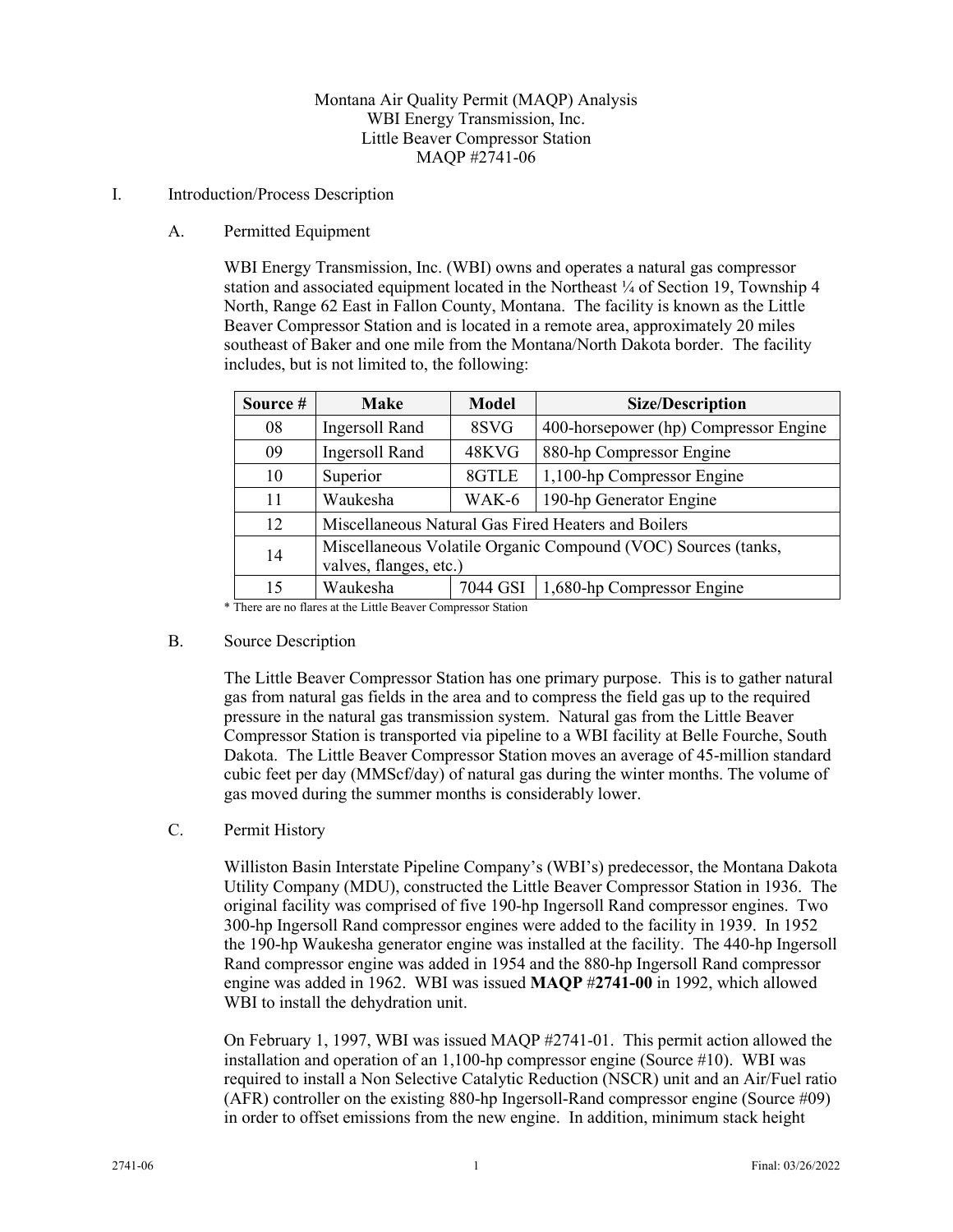Montana Air Quality Permit (MAQP) Analysis
WBI Energy Transmission, Inc.
Little Beaver Compressor Station
MAQP #2741-06

I. Introduction/Process Description

A. Permitted Equipment

WBI Energy Transmission, Inc. (WBI) owns and operates a natural gas compressor station and associated equipment located in the Northeast ¼ of Section 19, Township 4 North, Range 62 East in Fallon County, Montana. The facility is known as the Little Beaver Compressor Station and is located in a remote area, approximately 20 miles southeast of Baker and one mile from the Montana/North Dakota border. The facility includes, but is not limited to, the following:

| Source # | Make | Model | Size/Description |
|---|---|---|---|
| 08 | Ingersoll Rand | 8SVG | 400-horsepower (hp) Compressor Engine |
| 09 | Ingersoll Rand | 48KVG | 880-hp Compressor Engine |
| 10 | Superior | 8GTLE | 1,100-hp Compressor Engine |
| 11 | Waukesha | WAK-6 | 190-hp Generator Engine |
| 12 | Miscellaneous Natural Gas Fired Heaters and Boilers | | |
| 14 | Miscellaneous Volatile Organic Compound (VOC) Sources (tanks, valves, flanges, etc.) | | |
| 15 | Waukesha | 7044 GSI | 1,680-hp Compressor Engine |

* There are no flares at the Little Beaver Compressor Station

B. Source Description

The Little Beaver Compressor Station has one primary purpose. This is to gather natural gas from natural gas fields in the area and to compress the field gas up to the required pressure in the natural gas transmission system. Natural gas from the Little Beaver Compressor Station is transported via pipeline to a WBI facility at Belle Fourche, South Dakota. The Little Beaver Compressor Station moves an average of 45-million standard cubic feet per day (MMScf/day) of natural gas during the winter months. The volume of gas moved during the summer months is considerably lower.

C. Permit History

Williston Basin Interstate Pipeline Company's (WBI's) predecessor, the Montana Dakota Utility Company (MDU), constructed the Little Beaver Compressor Station in 1936. The original facility was comprised of five 190-hp Ingersoll Rand compressor engines. Two 300-hp Ingersoll Rand compressor engines were added to the facility in 1939. In 1952 the 190-hp Waukesha generator engine was installed at the facility. The 440-hp Ingersoll Rand compressor engine was added in 1954 and the 880-hp Ingersoll Rand compressor engine was added in 1962. WBI was issued **MAQP** #**2741-00** in 1992, which allowed WBI to install the dehydration unit.

On February 1, 1997, WBI was issued MAQP #2741-01. This permit action allowed the installation and operation of an 1,100-hp compressor engine (Source #10). WBI was required to install a Non Selective Catalytic Reduction (NSCR) unit and an Air/Fuel ratio (AFR) controller on the existing 880-hp Ingersoll-Rand compressor engine (Source #09) in order to offset emissions from the new engine. In addition, minimum stack height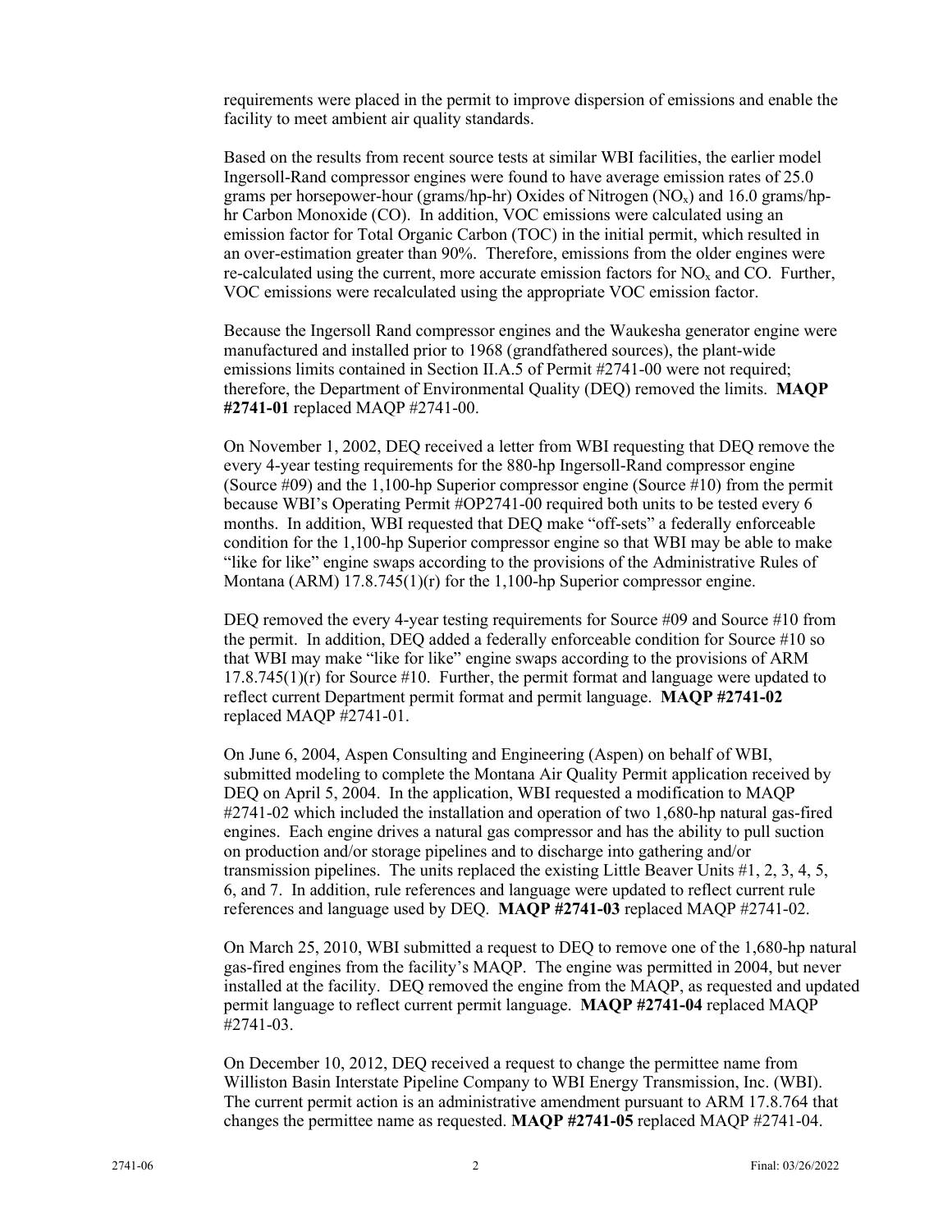requirements were placed in the permit to improve dispersion of emissions and enable the facility to meet ambient air quality standards.

Based on the results from recent source tests at similar WBI facilities, the earlier model Ingersoll-Rand compressor engines were found to have average emission rates of 25.0 grams per horsepower-hour (grams/hp-hr) Oxides of Nitrogen ($NO_x$) and 16.0 grams/hp-hr Carbon Monoxide (CO). In addition, VOC emissions were calculated using an emission factor for Total Organic Carbon (TOC) in the initial permit, which resulted in an over-estimation greater than 90%. Therefore, emissions from the older engines were re-calculated using the current, more accurate emission factors for $NO_x$ and CO. Further, VOC emissions were recalculated using the appropriate VOC emission factor.

Because the Ingersoll Rand compressor engines and the Waukesha generator engine were manufactured and installed prior to 1968 (grandfathered sources), the plant-wide emissions limits contained in Section II.A.5 of Permit #2741-00 were not required; therefore, the Department of Environmental Quality (DEQ) removed the limits. **MAQP #2741-01** replaced MAQP #2741-00.

On November 1, 2002, DEQ received a letter from WBI requesting that DEQ remove the every 4-year testing requirements for the 880-hp Ingersoll-Rand compressor engine (Source #09) and the 1,100-hp Superior compressor engine (Source #10) from the permit because WBI's Operating Permit #OP2741-00 required both units to be tested every 6 months. In addition, WBI requested that DEQ make "off-sets" a federally enforceable condition for the 1,100-hp Superior compressor engine so that WBI may be able to make "like for like" engine swaps according to the provisions of the Administrative Rules of Montana (ARM) 17.8.745(1)(r) for the 1,100-hp Superior compressor engine.

DEQ removed the every 4-year testing requirements for Source #09 and Source #10 from the permit. In addition, DEQ added a federally enforceable condition for Source #10 so that WBI may make "like for like" engine swaps according to the provisions of ARM 17.8.745(1)(r) for Source #10. Further, the permit format and language were updated to reflect current Department permit format and permit language. **MAQP #2741-02** replaced MAQP #2741-01.

On June 6, 2004, Aspen Consulting and Engineering (Aspen) on behalf of WBI, submitted modeling to complete the Montana Air Quality Permit application received by DEQ on April 5, 2004. In the application, WBI requested a modification to MAQP #2741-02 which included the installation and operation of two 1,680-hp natural gas-fired engines. Each engine drives a natural gas compressor and has the ability to pull suction on production and/or storage pipelines and to discharge into gathering and/or transmission pipelines. The units replaced the existing Little Beaver Units #1, 2, 3, 4, 5, 6, and 7. In addition, rule references and language were updated to reflect current rule references and language used by DEQ. **MAQP #2741-03** replaced MAQP #2741-02.

On March 25, 2010, WBI submitted a request to DEQ to remove one of the 1,680-hp natural gas-fired engines from the facility's MAQP. The engine was permitted in 2004, but never installed at the facility. DEQ removed the engine from the MAQP, as requested and updated permit language to reflect current permit language. **MAQP #2741-04** replaced MAQP #2741-03.

On December 10, 2012, DEQ received a request to change the permittee name from Williston Basin Interstate Pipeline Company to WBI Energy Transmission, Inc. (WBI). The current permit action is an administrative amendment pursuant to ARM 17.8.764 that changes the permittee name as requested. **MAQP #2741-05** replaced MAQP #2741-04.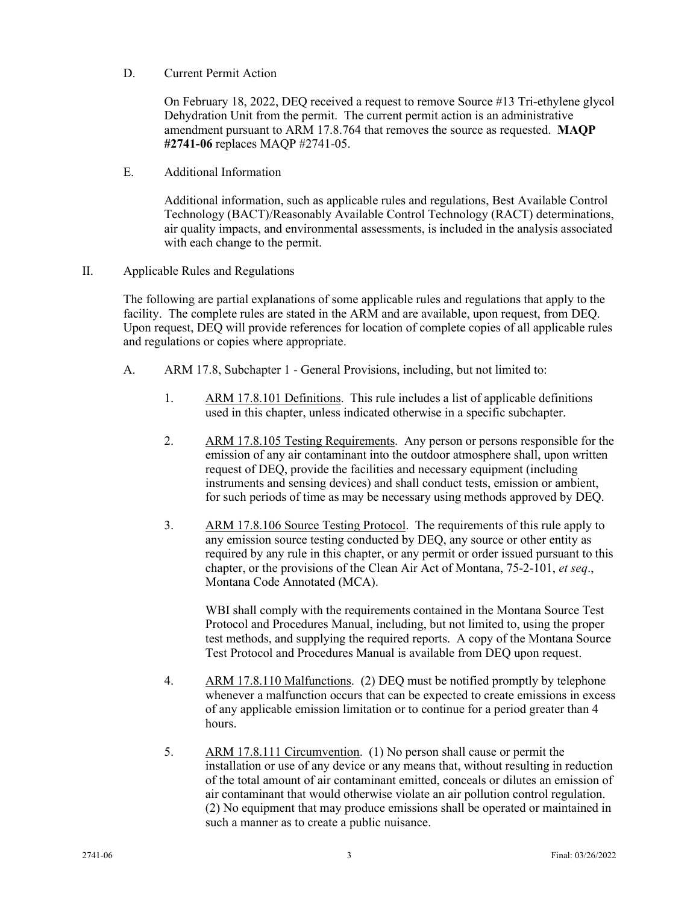D. Current Permit Action

On February 18, 2022, DEQ received a request to remove Source #13 Tri-ethylene glycol Dehydration Unit from the permit. The current permit action is an administrative amendment pursuant to ARM 17.8.764 that removes the source as requested. **MAQP #2741-06** replaces MAQP #2741-05.

E. Additional Information

Additional information, such as applicable rules and regulations, Best Available Control Technology (BACT)/Reasonably Available Control Technology (RACT) determinations, air quality impacts, and environmental assessments, is included in the analysis associated with each change to the permit.

## II. Applicable Rules and Regulations

The following are partial explanations of some applicable rules and regulations that apply to the facility. The complete rules are stated in the ARM and are available, upon request, from DEQ. Upon request, DEQ will provide references for location of complete copies of all applicable rules and regulations or copies where appropriate.

A. ARM 17.8, Subchapter 1 - General Provisions, including, but not limited to:

1. ARM 17.8.101 Definitions. This rule includes a list of applicable definitions used in this chapter, unless indicated otherwise in a specific subchapter.

2. ARM 17.8.105 Testing Requirements. Any person or persons responsible for the emission of any air contaminant into the outdoor atmosphere shall, upon written request of DEQ, provide the facilities and necessary equipment (including instruments and sensing devices) and shall conduct tests, emission or ambient, for such periods of time as may be necessary using methods approved by DEQ.

3. ARM 17.8.106 Source Testing Protocol. The requirements of this rule apply to any emission source testing conducted by DEQ, any source or other entity as required by any rule in this chapter, or any permit or order issued pursuant to this chapter, or the provisions of the Clean Air Act of Montana, 75-2-101, *et seq*., Montana Code Annotated (MCA).

   WBI shall comply with the requirements contained in the Montana Source Test Protocol and Procedures Manual, including, but not limited to, using the proper test methods, and supplying the required reports. A copy of the Montana Source Test Protocol and Procedures Manual is available from DEQ upon request.

4. ARM 17.8.110 Malfunctions. (2) DEQ must be notified promptly by telephone whenever a malfunction occurs that can be expected to create emissions in excess of any applicable emission limitation or to continue for a period greater than 4 hours.

5. ARM 17.8.111 Circumvention. (1) No person shall cause or permit the installation or use of any device or any means that, without resulting in reduction of the total amount of air contaminant emitted, conceals or dilutes an emission of air contaminant that would otherwise violate an air pollution control regulation. (2) No equipment that may produce emissions shall be operated or maintained in such a manner as to create a public nuisance.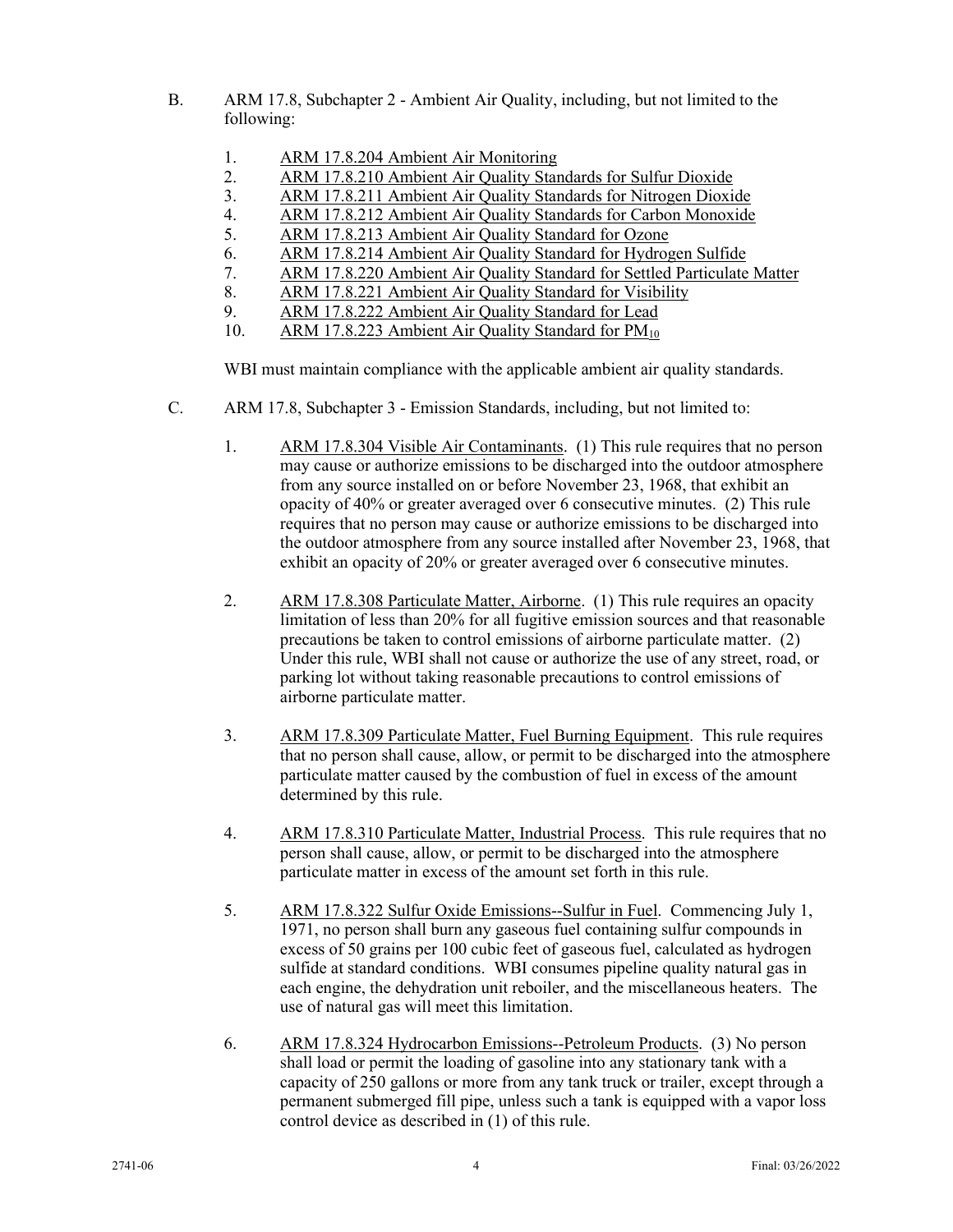B. ARM 17.8, Subchapter 2 - Ambient Air Quality, including, but not limited to the following:

1. ARM 17.8.204 Ambient Air Monitoring
2. ARM 17.8.210 Ambient Air Quality Standards for Sulfur Dioxide
3. ARM 17.8.211 Ambient Air Quality Standards for Nitrogen Dioxide
4. ARM 17.8.212 Ambient Air Quality Standards for Carbon Monoxide
5. ARM 17.8.213 Ambient Air Quality Standard for Ozone
6. ARM 17.8.214 Ambient Air Quality Standard for Hydrogen Sulfide
7. ARM 17.8.220 Ambient Air Quality Standard for Settled Particulate Matter
8. ARM 17.8.221 Ambient Air Quality Standard for Visibility
9. ARM 17.8.222 Ambient Air Quality Standard for Lead
10. ARM 17.8.223 Ambient Air Quality Standard for $PM_{10}$

WBI must maintain compliance with the applicable ambient air quality standards.

C. ARM 17.8, Subchapter 3 - Emission Standards, including, but not limited to:

1. ARM 17.8.304 Visible Air Contaminants. (1) This rule requires that no person may cause or authorize emissions to be discharged into the outdoor atmosphere from any source installed on or before November 23, 1968, that exhibit an opacity of 40% or greater averaged over 6 consecutive minutes. (2) This rule requires that no person may cause or authorize emissions to be discharged into the outdoor atmosphere from any source installed after November 23, 1968, that exhibit an opacity of 20% or greater averaged over 6 consecutive minutes.

2. ARM 17.8.308 Particulate Matter, Airborne. (1) This rule requires an opacity limitation of less than 20% for all fugitive emission sources and that reasonable precautions be taken to control emissions of airborne particulate matter. (2) Under this rule, WBI shall not cause or authorize the use of any street, road, or parking lot without taking reasonable precautions to control emissions of airborne particulate matter.

3. ARM 17.8.309 Particulate Matter, Fuel Burning Equipment. This rule requires that no person shall cause, allow, or permit to be discharged into the atmosphere particulate matter caused by the combustion of fuel in excess of the amount determined by this rule.

4. ARM 17.8.310 Particulate Matter, Industrial Process. This rule requires that no person shall cause, allow, or permit to be discharged into the atmosphere particulate matter in excess of the amount set forth in this rule.

5. ARM 17.8.322 Sulfur Oxide Emissions--Sulfur in Fuel. Commencing July 1, 1971, no person shall burn any gaseous fuel containing sulfur compounds in excess of 50 grains per 100 cubic feet of gaseous fuel, calculated as hydrogen sulfide at standard conditions. WBI consumes pipeline quality natural gas in each engine, the dehydration unit reboiler, and the miscellaneous heaters. The use of natural gas will meet this limitation.

6. ARM 17.8.324 Hydrocarbon Emissions--Petroleum Products. (3) No person shall load or permit the loading of gasoline into any stationary tank with a capacity of 250 gallons or more from any tank truck or trailer, except through a permanent submerged fill pipe, unless such a tank is equipped with a vapor loss control device as described in (1) of this rule.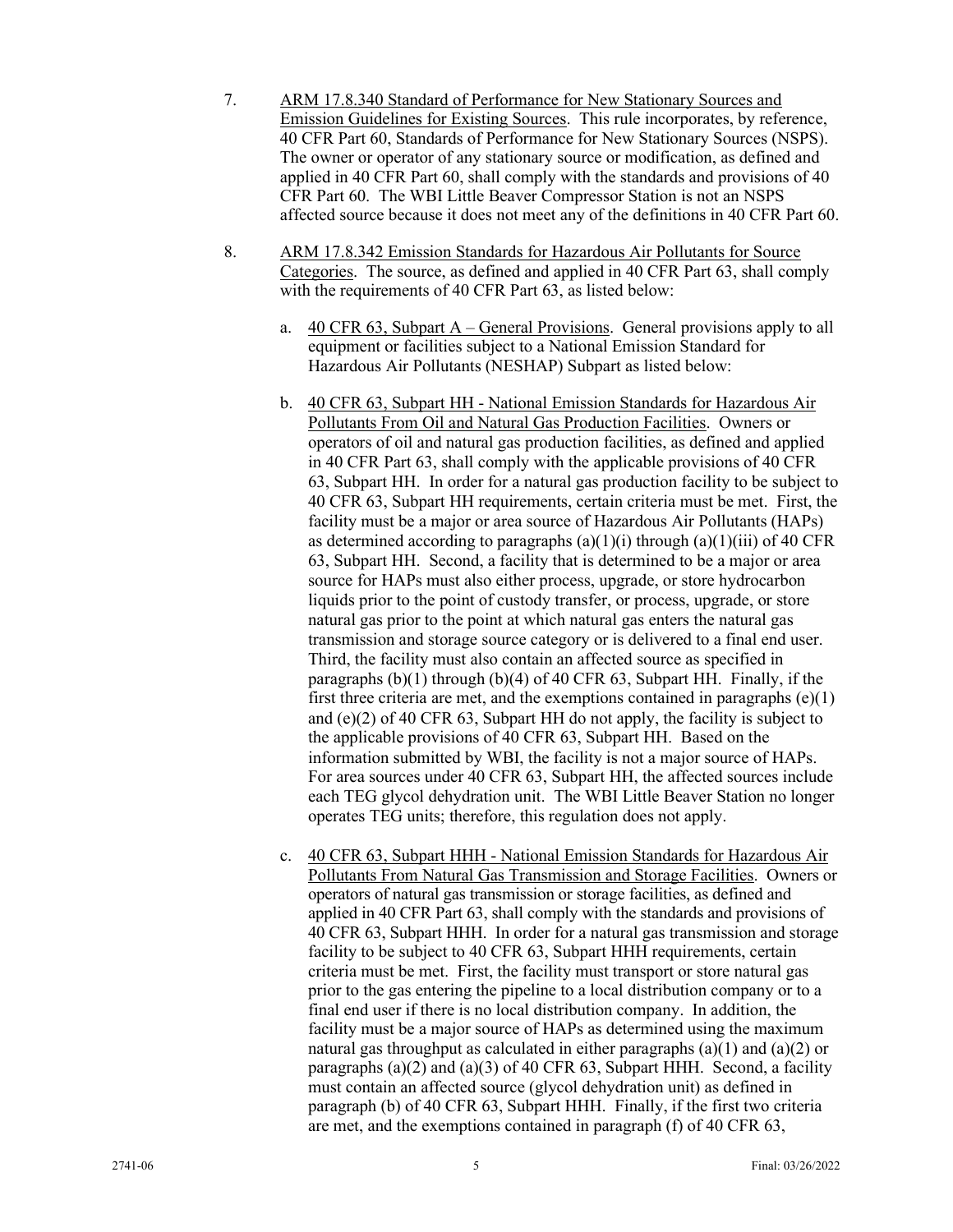7. ARM 17.8.340 Standard of Performance for New Stationary Sources and Emission Guidelines for Existing Sources. This rule incorporates, by reference, 40 CFR Part 60, Standards of Performance for New Stationary Sources (NSPS). The owner or operator of any stationary source or modification, as defined and applied in 40 CFR Part 60, shall comply with the standards and provisions of 40 CFR Part 60. The WBI Little Beaver Compressor Station is not an NSPS affected source because it does not meet any of the definitions in 40 CFR Part 60.

8. ARM 17.8.342 Emission Standards for Hazardous Air Pollutants for Source Categories. The source, as defined and applied in 40 CFR Part 63, shall comply with the requirements of 40 CFR Part 63, as listed below:

   a. 40 CFR 63, Subpart A – General Provisions. General provisions apply to all equipment or facilities subject to a National Emission Standard for Hazardous Air Pollutants (NESHAP) Subpart as listed below:

   b. 40 CFR 63, Subpart HH - National Emission Standards for Hazardous Air Pollutants From Oil and Natural Gas Production Facilities. Owners or operators of oil and natural gas production facilities, as defined and applied in 40 CFR Part 63, shall comply with the applicable provisions of 40 CFR 63, Subpart HH. In order for a natural gas production facility to be subject to 40 CFR 63, Subpart HH requirements, certain criteria must be met. First, the facility must be a major or area source of Hazardous Air Pollutants (HAPs) as determined according to paragraphs (a)(1)(i) through (a)(1)(iii) of 40 CFR 63, Subpart HH. Second, a facility that is determined to be a major or area source for HAPs must also either process, upgrade, or store hydrocarbon liquids prior to the point of custody transfer, or process, upgrade, or store natural gas prior to the point at which natural gas enters the natural gas transmission and storage source category or is delivered to a final end user. Third, the facility must also contain an affected source as specified in paragraphs (b)(1) through (b)(4) of 40 CFR 63, Subpart HH. Finally, if the first three criteria are met, and the exemptions contained in paragraphs (e)(1) and (e)(2) of 40 CFR 63, Subpart HH do not apply, the facility is subject to the applicable provisions of 40 CFR 63, Subpart HH. Based on the information submitted by WBI, the facility is not a major source of HAPs. For area sources under 40 CFR 63, Subpart HH, the affected sources include each TEG glycol dehydration unit. The WBI Little Beaver Station no longer operates TEG units; therefore, this regulation does not apply.

   c. 40 CFR 63, Subpart HHH - National Emission Standards for Hazardous Air Pollutants From Natural Gas Transmission and Storage Facilities. Owners or operators of natural gas transmission or storage facilities, as defined and applied in 40 CFR Part 63, shall comply with the standards and provisions of 40 CFR 63, Subpart HHH. In order for a natural gas transmission and storage facility to be subject to 40 CFR 63, Subpart HHH requirements, certain criteria must be met. First, the facility must transport or store natural gas prior to the gas entering the pipeline to a local distribution company or to a final end user if there is no local distribution company. In addition, the facility must be a major source of HAPs as determined using the maximum natural gas throughput as calculated in either paragraphs (a)(1) and (a)(2) or paragraphs (a)(2) and (a)(3) of 40 CFR 63, Subpart HHH. Second, a facility must contain an affected source (glycol dehydration unit) as defined in paragraph (b) of 40 CFR 63, Subpart HHH. Finally, if the first two criteria are met, and the exemptions contained in paragraph (f) of 40 CFR 63,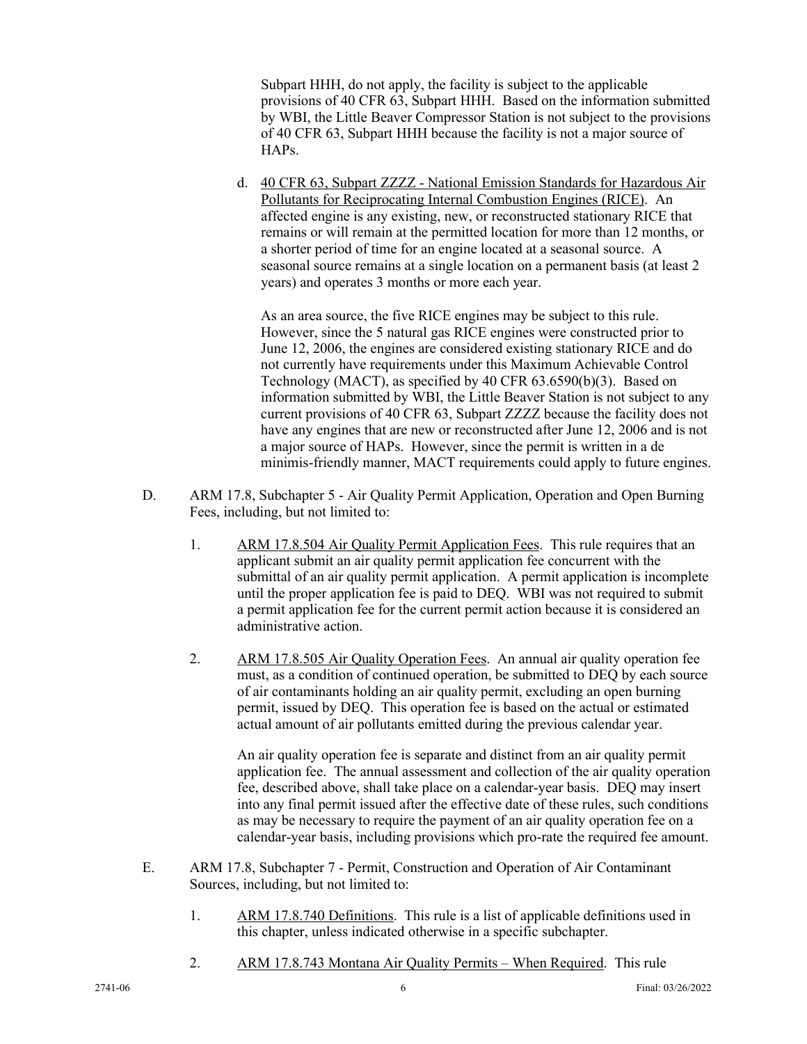Subpart HHH, do not apply, the facility is subject to the applicable provisions of 40 CFR 63, Subpart HHH. Based on the information submitted by WBI, the Little Beaver Compressor Station is not subject to the provisions of 40 CFR 63, Subpart HHH because the facility is not a major source of HAPs.

d. <u>40 CFR 63, Subpart ZZZZ - National Emission Standards for Hazardous Air Pollutants for Reciprocating Internal Combustion Engines (RICE)</u>. An affected engine is any existing, new, or reconstructed stationary RICE that remains or will remain at the permitted location for more than 12 months, or a shorter period of time for an engine located at a seasonal source. A seasonal source remains at a single location on a permanent basis (at least 2 years) and operates 3 months or more each year.

   As an area source, the five RICE engines may be subject to this rule. However, since the 5 natural gas RICE engines were constructed prior to June 12, 2006, the engines are considered existing stationary RICE and do not currently have requirements under this Maximum Achievable Control Technology (MACT), as specified by 40 CFR 63.6590(b)(3). Based on information submitted by WBI, the Little Beaver Station is not subject to any current provisions of 40 CFR 63, Subpart ZZZZ because the facility does not have any engines that are new or reconstructed after June 12, 2006 and is not a major source of HAPs. However, since the permit is written in a de minimis-friendly manner, MACT requirements could apply to future engines.

D. ARM 17.8, Subchapter 5 - Air Quality Permit Application, Operation and Open Burning Fees, including, but not limited to:

1. <u>ARM 17.8.504 Air Quality Permit Application Fees</u>. This rule requires that an applicant submit an air quality permit application fee concurrent with the submittal of an air quality permit application. A permit application is incomplete until the proper application fee is paid to DEQ. WBI was not required to submit a permit application fee for the current permit action because it is considered an administrative action.

2. <u>ARM 17.8.505 Air Quality Operation Fees</u>. An annual air quality operation fee must, as a condition of continued operation, be submitted to DEQ by each source of air contaminants holding an air quality permit, excluding an open burning permit, issued by DEQ. This operation fee is based on the actual or estimated actual amount of air pollutants emitted during the previous calendar year.

   An air quality operation fee is separate and distinct from an air quality permit application fee. The annual assessment and collection of the air quality operation fee, described above, shall take place on a calendar-year basis. DEQ may insert into any final permit issued after the effective date of these rules, such conditions as may be necessary to require the payment of an air quality operation fee on a calendar-year basis, including provisions which pro-rate the required fee amount.

E. ARM 17.8, Subchapter 7 - Permit, Construction and Operation of Air Contaminant Sources, including, but not limited to:

1. <u>ARM 17.8.740 Definitions</u>. This rule is a list of applicable definitions used in this chapter, unless indicated otherwise in a specific subchapter.

2. <u>ARM 17.8.743 Montana Air Quality Permits – When Required</u>. This rule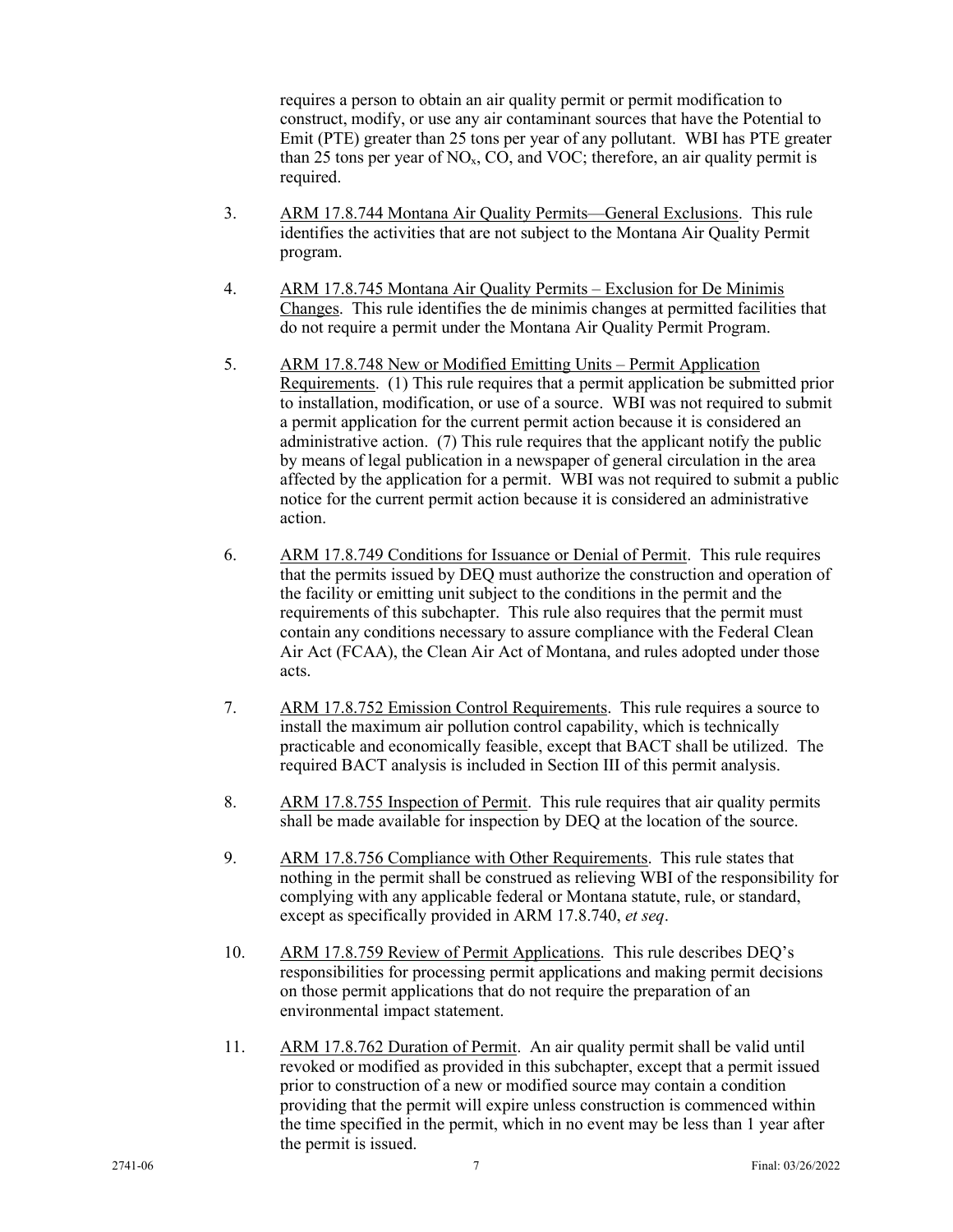requires a person to obtain an air quality permit or permit modification to construct, modify, or use any air contaminant sources that have the Potential to Emit (PTE) greater than 25 tons per year of any pollutant. WBI has PTE greater than 25 tons per year of $NO_x$, CO, and VOC; therefore, an air quality permit is required.

3. ARM 17.8.744 Montana Air Quality Permits—General Exclusions. This rule identifies the activities that are not subject to the Montana Air Quality Permit program.

4. ARM 17.8.745 Montana Air Quality Permits – Exclusion for De Minimis Changes. This rule identifies the de minimis changes at permitted facilities that do not require a permit under the Montana Air Quality Permit Program.

5. ARM 17.8.748 New or Modified Emitting Units – Permit Application Requirements. (1) This rule requires that a permit application be submitted prior to installation, modification, or use of a source. WBI was not required to submit a permit application for the current permit action because it is considered an administrative action. (7) This rule requires that the applicant notify the public by means of legal publication in a newspaper of general circulation in the area affected by the application for a permit. WBI was not required to submit a public notice for the current permit action because it is considered an administrative action.

6. ARM 17.8.749 Conditions for Issuance or Denial of Permit. This rule requires that the permits issued by DEQ must authorize the construction and operation of the facility or emitting unit subject to the conditions in the permit and the requirements of this subchapter. This rule also requires that the permit must contain any conditions necessary to assure compliance with the Federal Clean Air Act (FCAA), the Clean Air Act of Montana, and rules adopted under those acts.

7. ARM 17.8.752 Emission Control Requirements. This rule requires a source to install the maximum air pollution control capability, which is technically practicable and economically feasible, except that BACT shall be utilized. The required BACT analysis is included in Section III of this permit analysis.

8. ARM 17.8.755 Inspection of Permit. This rule requires that air quality permits shall be made available for inspection by DEQ at the location of the source.

9. ARM 17.8.756 Compliance with Other Requirements. This rule states that nothing in the permit shall be construed as relieving WBI of the responsibility for complying with any applicable federal or Montana statute, rule, or standard, except as specifically provided in ARM 17.8.740, *et seq*.

10. ARM 17.8.759 Review of Permit Applications. This rule describes DEQ's responsibilities for processing permit applications and making permit decisions on those permit applications that do not require the preparation of an environmental impact statement.

11. ARM 17.8.762 Duration of Permit. An air quality permit shall be valid until revoked or modified as provided in this subchapter, except that a permit issued prior to construction of a new or modified source may contain a condition providing that the permit will expire unless construction is commenced within the time specified in the permit, which in no event may be less than 1 year after the permit is issued.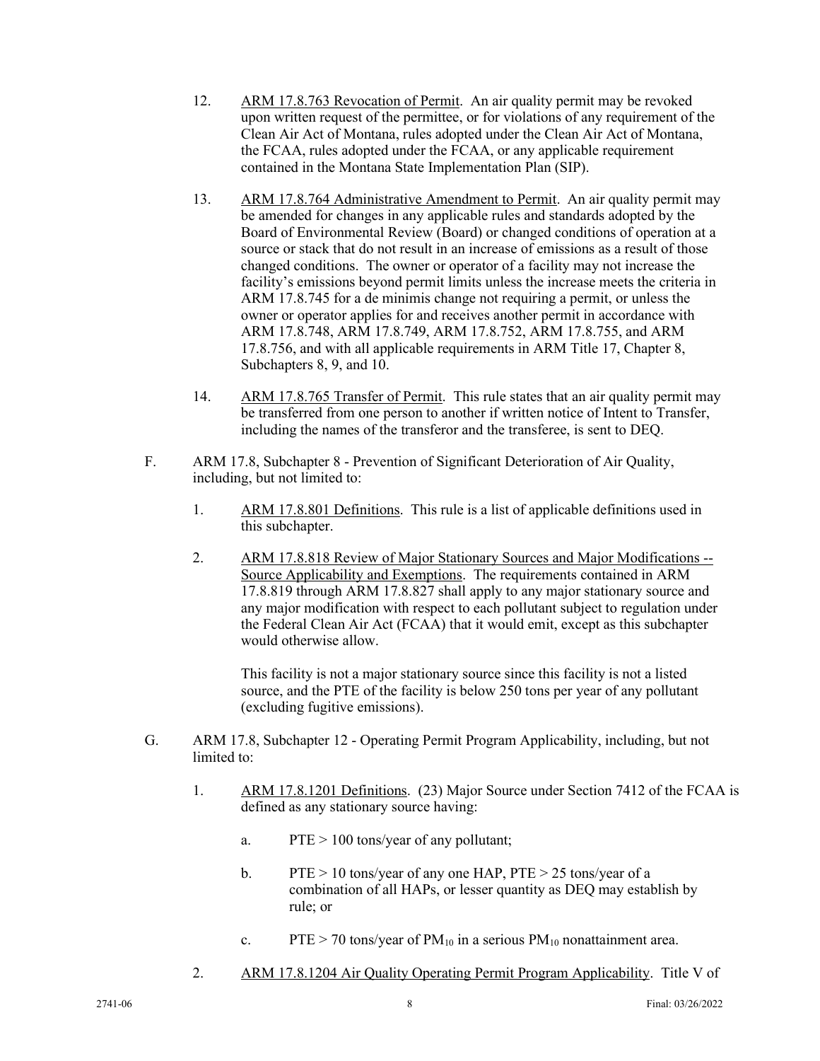12. <u>ARM 17.8.763 Revocation of Permit</u>. An air quality permit may be revoked upon written request of the permittee, or for violations of any requirement of the Clean Air Act of Montana, rules adopted under the Clean Air Act of Montana, the FCAA, rules adopted under the FCAA, or any applicable requirement contained in the Montana State Implementation Plan (SIP).

13. <u>ARM 17.8.764 Administrative Amendment to Permit</u>. An air quality permit may be amended for changes in any applicable rules and standards adopted by the Board of Environmental Review (Board) or changed conditions of operation at a source or stack that do not result in an increase of emissions as a result of those changed conditions. The owner or operator of a facility may not increase the facility's emissions beyond permit limits unless the increase meets the criteria in ARM 17.8.745 for a de minimis change not requiring a permit, or unless the owner or operator applies for and receives another permit in accordance with ARM 17.8.748, ARM 17.8.749, ARM 17.8.752, ARM 17.8.755, and ARM 17.8.756, and with all applicable requirements in ARM Title 17, Chapter 8, Subchapters 8, 9, and 10.

14. <u>ARM 17.8.765 Transfer of Permit</u>. This rule states that an air quality permit may be transferred from one person to another if written notice of Intent to Transfer, including the names of the transferor and the transferee, is sent to DEQ.

F. ARM 17.8, Subchapter 8 - Prevention of Significant Deterioration of Air Quality, including, but not limited to:

1. <u>ARM 17.8.801 Definitions</u>. This rule is a list of applicable definitions used in this subchapter.

2. <u>ARM 17.8.818 Review of Major Stationary Sources and Major Modifications -- Source Applicability and Exemptions</u>. The requirements contained in ARM 17.8.819 through ARM 17.8.827 shall apply to any major stationary source and any major modification with respect to each pollutant subject to regulation under the Federal Clean Air Act (FCAA) that it would emit, except as this subchapter would otherwise allow.

   This facility is not a major stationary source since this facility is not a listed source, and the PTE of the facility is below 250 tons per year of any pollutant (excluding fugitive emissions).

G. ARM 17.8, Subchapter 12 - Operating Permit Program Applicability, including, but not limited to:

1. <u>ARM 17.8.1201 Definitions</u>. (23) Major Source under Section 7412 of the FCAA is defined as any stationary source having:

   a. PTE > 100 tons/year of any pollutant;

   b. PTE > 10 tons/year of any one HAP, PTE > 25 tons/year of a combination of all HAPs, or lesser quantity as DEQ may establish by rule; or

   c. PTE > 70 tons/year of $PM_{10}$ in a serious $PM_{10}$ nonattainment area.

2. <u>ARM 17.8.1204 Air Quality Operating Permit Program Applicability</u>. Title V of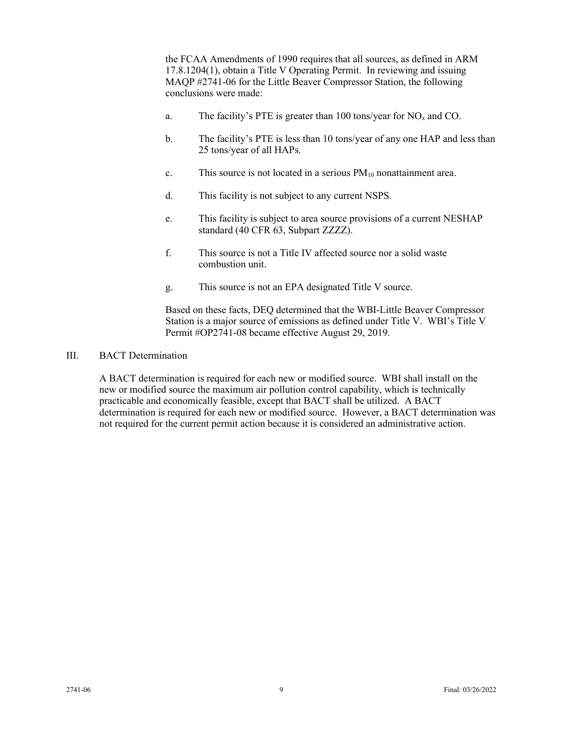the FCAA Amendments of 1990 requires that all sources, as defined in ARM 17.8.1204(1), obtain a Title V Operating Permit. In reviewing and issuing MAQP #2741-06 for the Little Beaver Compressor Station, the following conclusions were made:

a. The facility's PTE is greater than 100 tons/year for $NO_x$ and CO.

b. The facility's PTE is less than 10 tons/year of any one HAP and less than 25 tons/year of all HAPs.

c. This source is not located in a serious $PM_{10}$ nonattainment area.

d. This facility is not subject to any current NSPS.

e. This facility is subject to area source provisions of a current NESHAP standard (40 CFR 63, Subpart ZZZZ).

f. This source is not a Title IV affected source nor a solid waste combustion unit.

g. This source is not an EPA designated Title V source.

Based on these facts, DEQ determined that the WBI-Little Beaver Compressor Station is a major source of emissions as defined under Title V. WBI's Title V Permit #OP2741-08 became effective August 29, 2019.

## III. BACT Determination

A BACT determination is required for each new or modified source. WBI shall install on the new or modified source the maximum air pollution control capability, which is technically practicable and economically feasible, except that BACT shall be utilized. A BACT determination is required for each new or modified source. However, a BACT determination was not required for the current permit action because it is considered an administrative action.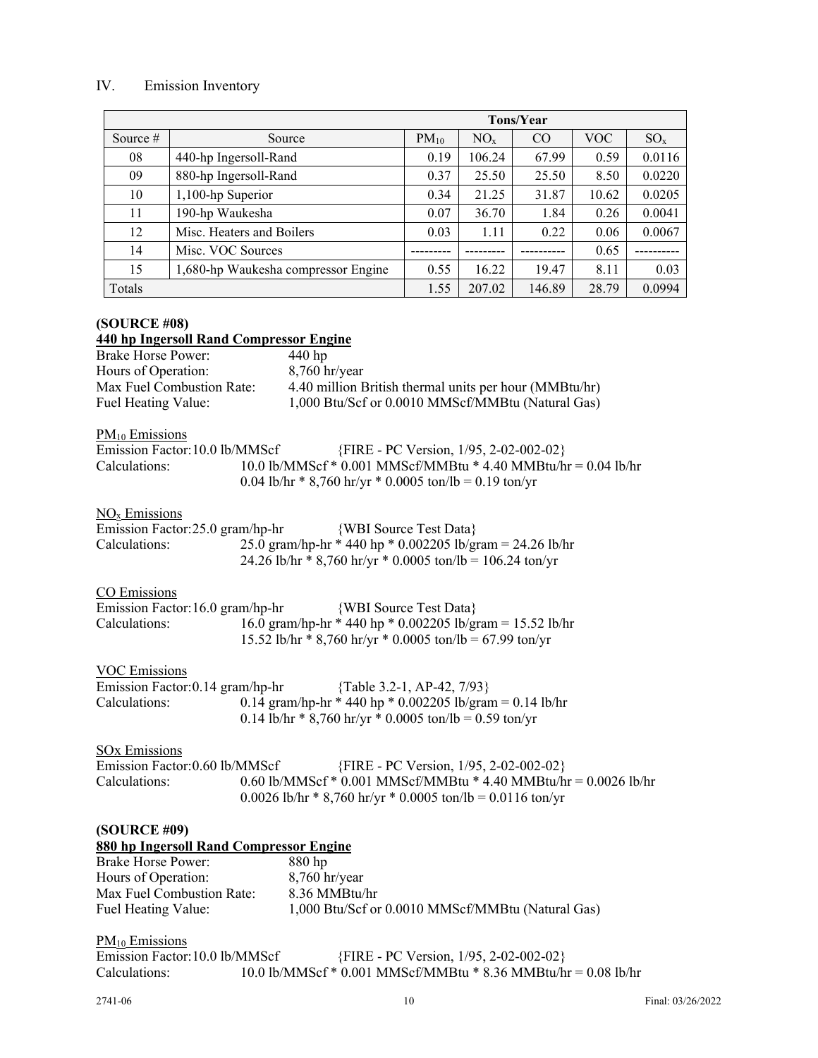## IV. Emission Inventory

| | | Tons/Year | | | | |
|---|---|---|---|---|---|---|
| Source # | Source | $PM_{10}$ | $NO_x$ | CO | VOC | $SO_x$ |
| 08 | 440-hp Ingersoll-Rand | 0.19 | 106.24 | 67.99 | 0.59 | 0.0116 |
| 09 | 880-hp Ingersoll-Rand | 0.37 | 25.50 | 25.50 | 8.50 | 0.0220 |
| 10 | 1,100-hp Superior | 0.34 | 21.25 | 31.87 | 10.62 | 0.0205 |
| 11 | 190-hp Waukesha | 0.07 | 36.70 | 1.84 | 0.26 | 0.0041 |
| 12 | Misc. Heaters and Boilers | 0.03 | 1.11 | 0.22 | 0.06 | 0.0067 |
| 14 | Misc. VOC Sources | --------- | --------- | ---------- | 0.65 | ---------- |
| 15 | 1,680-hp Waukesha compressor Engine | 0.55 | 16.22 | 19.47 | 8.11 | 0.03 |
| Totals | | 1.55 | 207.02 | 146.89 | 28.79 | 0.0994 |

**(SOURCE #08)**

**440 hp Ingersoll Rand Compressor Engine**

Brake Horse Power: 440 hp
Hours of Operation: 8,760 hr/year
Max Fuel Combustion Rate: 4.40 million British thermal units per hour (MMBtu/hr)
Fuel Heating Value: 1,000 Btu/Scf or 0.0010 MMScf/MMBtu (Natural Gas)

$PM_{10}$ Emissions
Emission Factor: 10.0 lb/MMScf {FIRE - PC Version, 1/95, 2-02-002-02}
Calculations: 10.0 lb/MMScf * 0.001 MMScf/MMBtu * 4.40 MMBtu/hr = 0.04 lb/hr
0.04 lb/hr * 8,760 hr/yr * 0.0005 ton/lb = 0.19 ton/yr

$NO_x$ Emissions
Emission Factor: 25.0 gram/hp-hr {WBI Source Test Data}
Calculations: 25.0 gram/hp-hr * 440 hp * 0.002205 lb/gram = 24.26 lb/hr
24.26 lb/hr * 8,760 hr/yr * 0.0005 ton/lb = 106.24 ton/yr

CO Emissions
Emission Factor: 16.0 gram/hp-hr {WBI Source Test Data}
Calculations: 16.0 gram/hp-hr * 440 hp * 0.002205 lb/gram = 15.52 lb/hr
15.52 lb/hr * 8,760 hr/yr * 0.0005 ton/lb = 67.99 ton/yr

VOC Emissions
Emission Factor: 0.14 gram/hp-hr {Table 3.2-1, AP-42, 7/93}
Calculations: 0.14 gram/hp-hr * 440 hp * 0.002205 lb/gram = 0.14 lb/hr
0.14 lb/hr * 8,760 hr/yr * 0.0005 ton/lb = 0.59 ton/yr

SOx Emissions
Emission Factor: 0.60 lb/MMScf {FIRE - PC Version, 1/95, 2-02-002-02}
Calculations: 0.60 lb/MMScf * 0.001 MMScf/MMBtu * 4.40 MMBtu/hr = 0.0026 lb/hr
0.0026 lb/hr * 8,760 hr/yr * 0.0005 ton/lb = 0.0116 ton/yr

**(SOURCE #09)**

**880 hp Ingersoll Rand Compressor Engine**

Brake Horse Power: 880 hp
Hours of Operation: 8,760 hr/year
Max Fuel Combustion Rate: 8.36 MMBtu/hr
Fuel Heating Value: 1,000 Btu/Scf or 0.0010 MMScf/MMBtu (Natural Gas)

$PM_{10}$ Emissions
Emission Factor: 10.0 lb/MMScf {FIRE - PC Version, 1/95, 2-02-002-02}
Calculations: 10.0 lb/MMScf * 0.001 MMScf/MMBtu * 8.36 MMBtu/hr = 0.08 lb/hr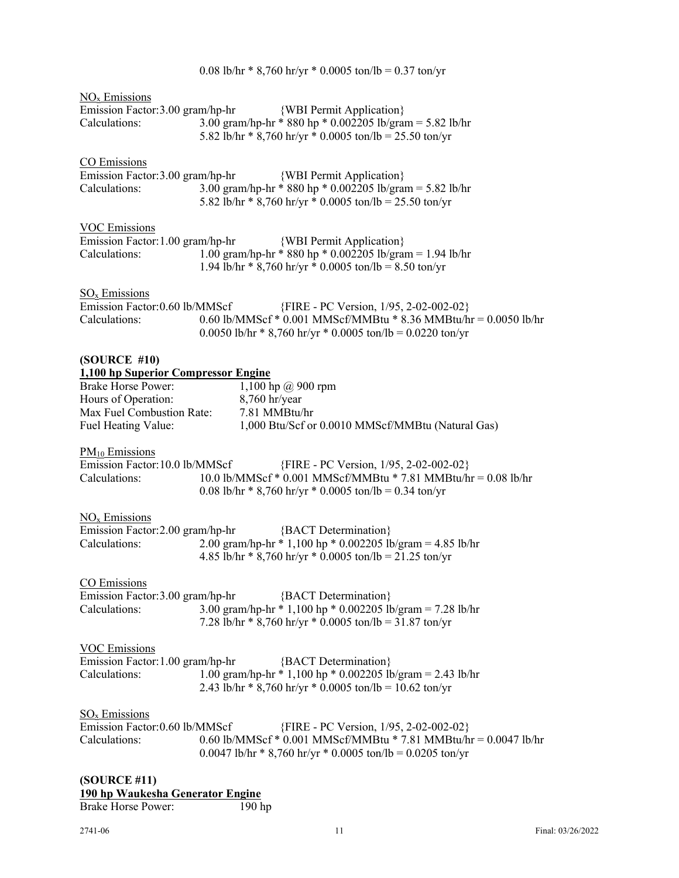0.08 lb/hr * 8,760 hr/yr * 0.0005 ton/lb = 0.37 ton/yr

$NO_x$ Emissions

Emission Factor: 3.00 gram/hp-hr {WBI Permit Application}

Calculations: 3.00 gram/hp-hr * 880 hp * 0.002205 lb/gram = 5.82 lb/hr

5.82 lb/hr * 8,760 hr/yr * 0.0005 ton/lb = 25.50 ton/yr

CO Emissions

Emission Factor: 3.00 gram/hp-hr {WBI Permit Application}

Calculations: 3.00 gram/hp-hr * 880 hp * 0.002205 lb/gram = 5.82 lb/hr

5.82 lb/hr * 8,760 hr/yr * 0.0005 ton/lb = 25.50 ton/yr

VOC Emissions

Emission Factor: 1.00 gram/hp-hr {WBI Permit Application}

Calculations: 1.00 gram/hp-hr * 880 hp * 0.002205 lb/gram = 1.94 lb/hr

1.94 lb/hr * 8,760 hr/yr * 0.0005 ton/lb = 8.50 ton/yr

$SO_x$ Emissions

Emission Factor: 0.60 lb/MMScf {FIRE - PC Version, 1/95, 2-02-002-02}

Calculations: 0.60 lb/MMScf * 0.001 MMScf/MMBtu * 8.36 MMBtu/hr = 0.0050 lb/hr

0.0050 lb/hr * 8,760 hr/yr * 0.0005 ton/lb = 0.0220 ton/yr

**(SOURCE #10)**

**1,100 hp Superior Compressor Engine**

Brake Horse Power: 1,100 hp @ 900 rpm

Hours of Operation: 8,760 hr/year

Max Fuel Combustion Rate: 7.81 MMBtu/hr

Fuel Heating Value: 1,000 Btu/Scf or 0.0010 MMScf/MMBtu (Natural Gas)

$PM_{10}$ Emissions

Emission Factor: 10.0 lb/MMScf {FIRE - PC Version, 1/95, 2-02-002-02}

Calculations: 10.0 lb/MMScf * 0.001 MMScf/MMBtu * 7.81 MMBtu/hr = 0.08 lb/hr

0.08 lb/hr * 8,760 hr/yr * 0.0005 ton/lb = 0.34 ton/yr

$NO_x$ Emissions

Emission Factor: 2.00 gram/hp-hr {BACT Determination}

Calculations: 2.00 gram/hp-hr * 1,100 hp * 0.002205 lb/gram = 4.85 lb/hr

4.85 lb/hr * 8,760 hr/yr * 0.0005 ton/lb = 21.25 ton/yr

CO Emissions

Emission Factor: 3.00 gram/hp-hr {BACT Determination}

Calculations: 3.00 gram/hp-hr * 1,100 hp * 0.002205 lb/gram = 7.28 lb/hr

7.28 lb/hr * 8,760 hr/yr * 0.0005 ton/lb = 31.87 ton/yr

VOC Emissions

Emission Factor: 1.00 gram/hp-hr {BACT Determination}

Calculations: 1.00 gram/hp-hr * 1,100 hp * 0.002205 lb/gram = 2.43 lb/hr

2.43 lb/hr * 8,760 hr/yr * 0.0005 ton/lb = 10.62 ton/yr

$SO_x$ Emissions

Emission Factor: 0.60 lb/MMScf {FIRE - PC Version, 1/95, 2-02-002-02}

Calculations: 0.60 lb/MMScf * 0.001 MMScf/MMBtu * 7.81 MMBtu/hr = 0.0047 lb/hr

0.0047 lb/hr * 8,760 hr/yr * 0.0005 ton/lb = 0.0205 ton/yr

**(SOURCE #11)**

**190 hp Waukesha Generator Engine**

Brake Horse Power: 190 hp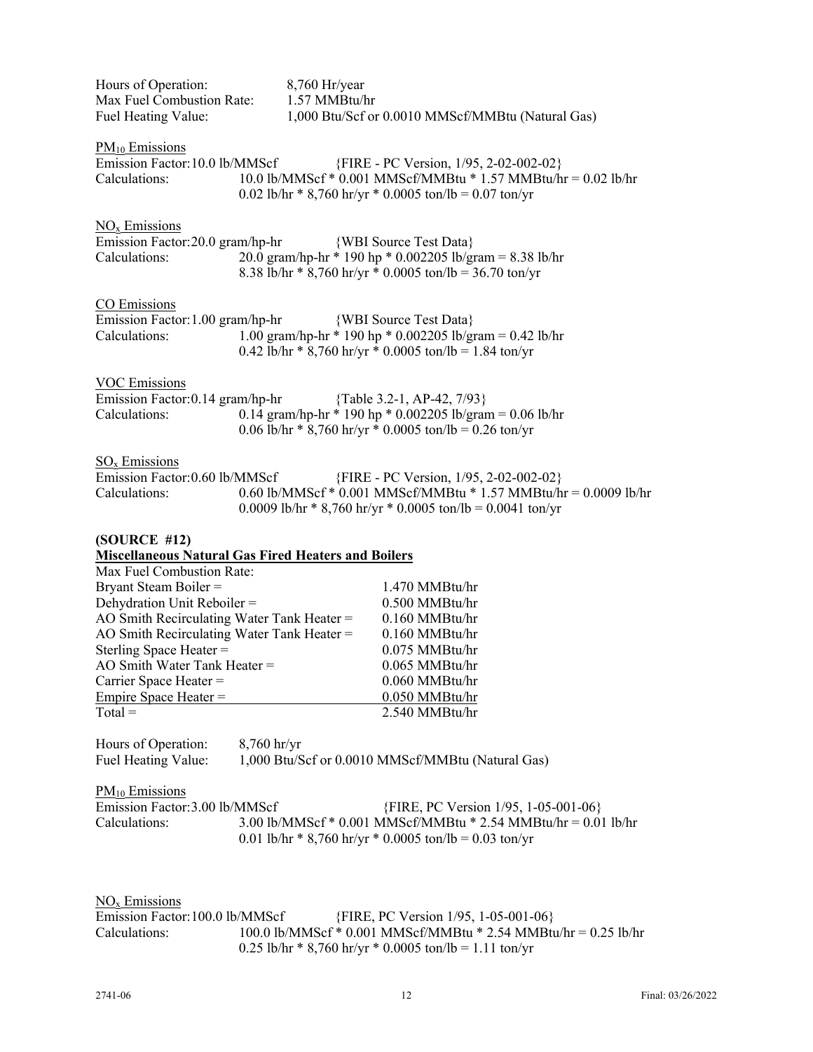Hours of Operation: 8,760 Hr/year
Max Fuel Combustion Rate: 1.57 MMBtu/hr
Fuel Heating Value: 1,000 Btu/Scf or 0.0010 MMScf/MMBtu (Natural Gas)

$PM_{10}$ Emissions
Emission Factor: 10.0 lb/MMScf {FIRE - PC Version, 1/95, 2-02-002-02}
Calculations: 10.0 lb/MMScf * 0.001 MMScf/MMBtu * 1.57 MMBtu/hr = 0.02 lb/hr
0.02 lb/hr * 8,760 hr/yr * 0.0005 ton/lb = 0.07 ton/yr

$NO_x$ Emissions
Emission Factor: 20.0 gram/hp-hr {WBI Source Test Data}
Calculations: 20.0 gram/hp-hr * 190 hp * 0.002205 lb/gram = 8.38 lb/hr
8.38 lb/hr * 8,760 hr/yr * 0.0005 ton/lb = 36.70 ton/yr

CO Emissions
Emission Factor: 1.00 gram/hp-hr {WBI Source Test Data}
Calculations: 1.00 gram/hp-hr * 190 hp * 0.002205 lb/gram = 0.42 lb/hr
0.42 lb/hr * 8,760 hr/yr * 0.0005 ton/lb = 1.84 ton/yr

VOC Emissions
Emission Factor: 0.14 gram/hp-hr {Table 3.2-1, AP-42, 7/93}
Calculations: 0.14 gram/hp-hr * 190 hp * 0.002205 lb/gram = 0.06 lb/hr
0.06 lb/hr * 8,760 hr/yr * 0.0005 ton/lb = 0.26 ton/yr

$SO_x$ Emissions
Emission Factor: 0.60 lb/MMScf {FIRE - PC Version, 1/95, 2-02-002-02}
Calculations: 0.60 lb/MMScf * 0.001 MMScf/MMBtu * 1.57 MMBtu/hr = 0.0009 lb/hr
0.0009 lb/hr * 8,760 hr/yr * 0.0005 ton/lb = 0.0041 ton/yr

**(SOURCE #12)**
**Miscellaneous Natural Gas Fired Heaters and Boilers**

| Max Fuel Combustion Rate: | |
|---|---|
| Bryant Steam Boiler = | 1.470 MMBtu/hr |
| Dehydration Unit Reboiler = | 0.500 MMBtu/hr |
| AO Smith Recirculating Water Tank Heater = | 0.160 MMBtu/hr |
| AO Smith Recirculating Water Tank Heater = | 0.160 MMBtu/hr |
| Sterling Space Heater = | 0.075 MMBtu/hr |
| AO Smith Water Tank Heater = | 0.065 MMBtu/hr |
| Carrier Space Heater = | 0.060 MMBtu/hr |
| Empire Space Heater = | 0.050 MMBtu/hr |
| Total = | 2.540 MMBtu/hr |

Hours of Operation: 8,760 hr/yr
Fuel Heating Value: 1,000 Btu/Scf or 0.0010 MMScf/MMBtu (Natural Gas)

$PM_{10}$ Emissions
Emission Factor: 3.00 lb/MMScf {FIRE, PC Version 1/95, 1-05-001-06}
Calculations: 3.00 lb/MMScf * 0.001 MMScf/MMBtu * 2.54 MMBtu/hr = 0.01 lb/hr
0.01 lb/hr * 8,760 hr/yr * 0.0005 ton/lb = 0.03 ton/yr

$NO_x$ Emissions
Emission Factor: 100.0 lb/MMScf {FIRE, PC Version 1/95, 1-05-001-06}
Calculations: 100.0 lb/MMScf * 0.001 MMScf/MMBtu * 2.54 MMBtu/hr = 0.25 lb/hr
0.25 lb/hr * 8,760 hr/yr * 0.0005 ton/lb = 1.11 ton/yr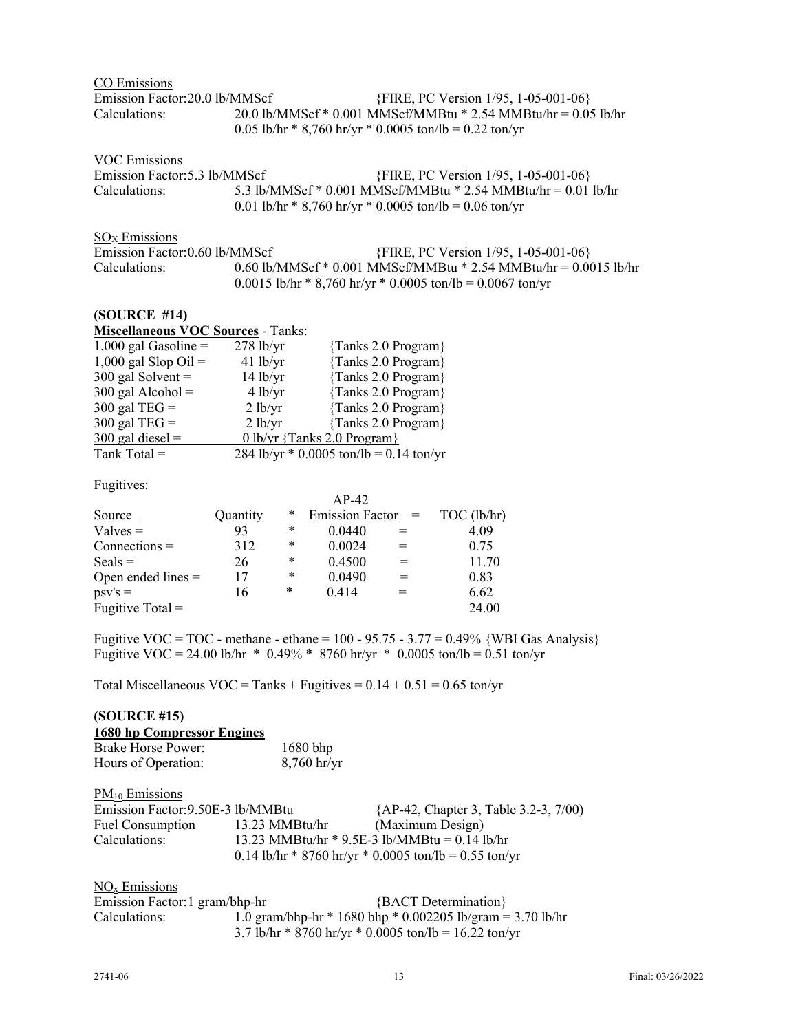CO Emissions

Emission Factor: 20.0 lb/MMScf {FIRE, PC Version 1/95, 1-05-001-06}

Calculations: 20.0 lb/MMScf * 0.001 MMScf/MMBtu * 2.54 MMBtu/hr = 0.05 lb/hr

0.05 lb/hr * 8,760 hr/yr * 0.0005 ton/lb = 0.22 ton/yr

VOC Emissions

Emission Factor: 5.3 lb/MMScf {FIRE, PC Version 1/95, 1-05-001-06}

Calculations: 5.3 lb/MMScf * 0.001 MMScf/MMBtu * 2.54 MMBtu/hr = 0.01 lb/hr

0.01 lb/hr * 8,760 hr/yr * 0.0005 ton/lb = 0.06 ton/yr

$SO_X$ Emissions

Emission Factor: 0.60 lb/MMScf {FIRE, PC Version 1/95, 1-05-001-06}

Calculations: 0.60 lb/MMScf * 0.001 MMScf/MMBtu * 2.54 MMBtu/hr = 0.0015 lb/hr

0.0015 lb/hr * 8,760 hr/yr * 0.0005 ton/lb = 0.0067 ton/yr

**(SOURCE #14)**

**Miscellaneous VOC Sources** - Tanks:

| | | |
|---|---|---|
| 1,000 gal Gasoline = | 278 lb/yr | {Tanks 2.0 Program} |
| 1,000 gal Slop Oil = | 41 lb/yr | {Tanks 2.0 Program} |
| 300 gal Solvent = | 14 lb/yr | {Tanks 2.0 Program} |
| 300 gal Alcohol = | 4 lb/yr | {Tanks 2.0 Program} |
| 300 gal TEG = | 2 lb/yr | {Tanks 2.0 Program} |
| 300 gal TEG = | 2 lb/yr | {Tanks 2.0 Program} |
| 300 gal diesel = | 0 lb/yr {Tanks 2.0 Program} | |
| Tank Total = | 284 lb/yr * 0.0005 ton/lb = 0.14 ton/yr | |

Fugitives:

| Source | Quantity | * | AP-42 Emission Factor | = | TOC (lb/hr) |
|---|---|---|---|---|---|
| Valves = | 93 | * | 0.0440 | = | 4.09 |
| Connections = | 312 | * | 0.0024 | = | 0.75 |
| Seals = | 26 | * | 0.4500 | = | 11.70 |
| Open ended lines = | 17 | * | 0.0490 | = | 0.83 |
| psv's = | 16 | * | 0.414 | = | 6.62 |
| Fugitive Total = | | | | | 24.00 |

Fugitive VOC = TOC - methane - ethane = 100 - 95.75 - 3.77 = 0.49% {WBI Gas Analysis}

Fugitive VOC = 24.00 lb/hr * 0.49% * 8760 hr/yr * 0.0005 ton/lb = 0.51 ton/yr

Total Miscellaneous VOC = Tanks + Fugitives = 0.14 + 0.51 = 0.65 ton/yr

**(SOURCE #15)**

**1680 hp Compressor Engines**

Brake Horse Power: 1680 bhp

Hours of Operation: 8,760 hr/yr

$PM_{10}$ Emissions

Emission Factor: 9.50E-3 lb/MMBtu {AP-42, Chapter 3, Table 3.2-3, 7/00}

Fuel Consumption 13.23 MMBtu/hr (Maximum Design)

Calculations: 13.23 MMBtu/hr * 9.5E-3 lb/MMBtu = 0.14 lb/hr

0.14 lb/hr * 8760 hr/yr * 0.0005 ton/lb = 0.55 ton/yr

$NO_x$ Emissions

Emission Factor: 1 gram/bhp-hr {BACT Determination}

Calculations: 1.0 gram/bhp-hr * 1680 bhp * 0.002205 lb/gram = 3.70 lb/hr

3.7 lb/hr * 8760 hr/yr * 0.0005 ton/lb = 16.22 ton/yr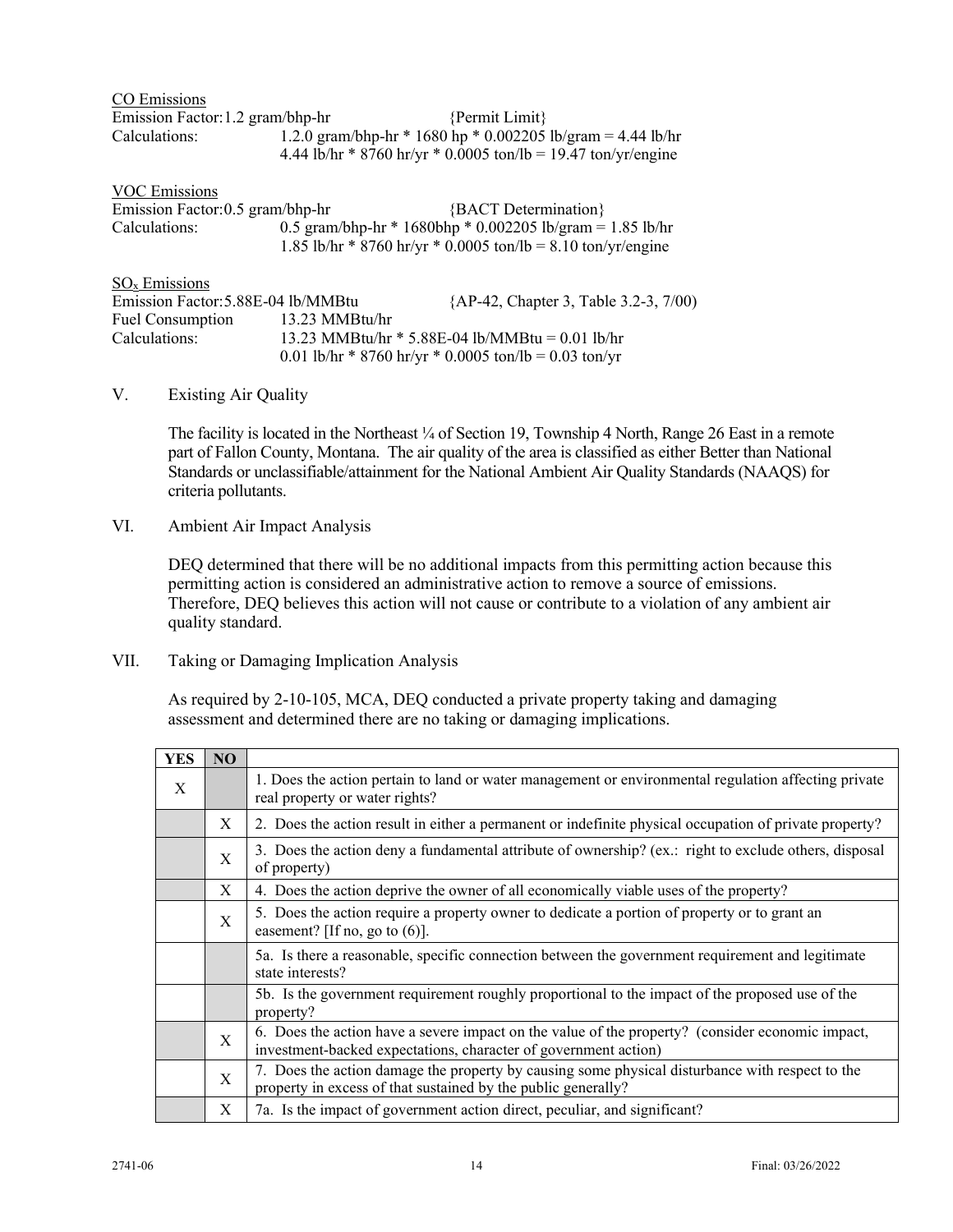CO Emissions

Emission Factor: 1.2 gram/bhp-hr {Permit Limit}

Calculations: 1.2.0 gram/bhp-hr * 1680 hp * 0.002205 lb/gram = 4.44 lb/hr
4.44 lb/hr * 8760 hr/yr * 0.0005 ton/lb = 19.47 ton/yr/engine

VOC Emissions

Emission Factor: 0.5 gram/bhp-hr {BACT Determination}

Calculations: 0.5 gram/bhp-hr * 1680bhp * 0.002205 lb/gram = 1.85 lb/hr
1.85 lb/hr * 8760 hr/yr * 0.0005 ton/lb = 8.10 ton/yr/engine

$SO_x$ Emissions

Emission Factor: 5.88E-04 lb/MMBtu {AP-42, Chapter 3, Table 3.2-3, 7/00}

Fuel Consumption 13.23 MMBtu/hr

Calculations: 13.23 MMBtu/hr * 5.88E-04 lb/MMBtu = 0.01 lb/hr
0.01 lb/hr * 8760 hr/yr * 0.0005 ton/lb = 0.03 ton/yr

## V. Existing Air Quality

The facility is located in the Northeast ¼ of Section 19, Township 4 North, Range 26 East in a remote part of Fallon County, Montana. The air quality of the area is classified as either Better than National Standards or unclassifiable/attainment for the National Ambient Air Quality Standards (NAAQS) for criteria pollutants.

## VI. Ambient Air Impact Analysis

DEQ determined that there will be no additional impacts from this permitting action because this permitting action is considered an administrative action to remove a source of emissions. Therefore, DEQ believes this action will not cause or contribute to a violation of any ambient air quality standard.

## VII. Taking or Damaging Implication Analysis

As required by 2-10-105, MCA, DEQ conducted a private property taking and damaging assessment and determined there are no taking or damaging implications.

| YES | NO | |
|---|---|---|
| X | | 1. Does the action pertain to land or water management or environmental regulation affecting private real property or water rights? |
| | X | 2. Does the action result in either a permanent or indefinite physical occupation of private property? |
| | X | 3. Does the action deny a fundamental attribute of ownership? (ex.: right to exclude others, disposal of property) |
| | X | 4. Does the action deprive the owner of all economically viable uses of the property? |
| | X | 5. Does the action require a property owner to dedicate a portion of property or to grant an easement? [If no, go to (6)]. |
| | | 5a. Is there a reasonable, specific connection between the government requirement and legitimate state interests? |
| | | 5b. Is the government requirement roughly proportional to the impact of the proposed use of the property? |
| | X | 6. Does the action have a severe impact on the value of the property? (consider economic impact, investment-backed expectations, character of government action) |
| | X | 7. Does the action damage the property by causing some physical disturbance with respect to the property in excess of that sustained by the public generally? |
| | X | 7a. Is the impact of government action direct, peculiar, and significant? |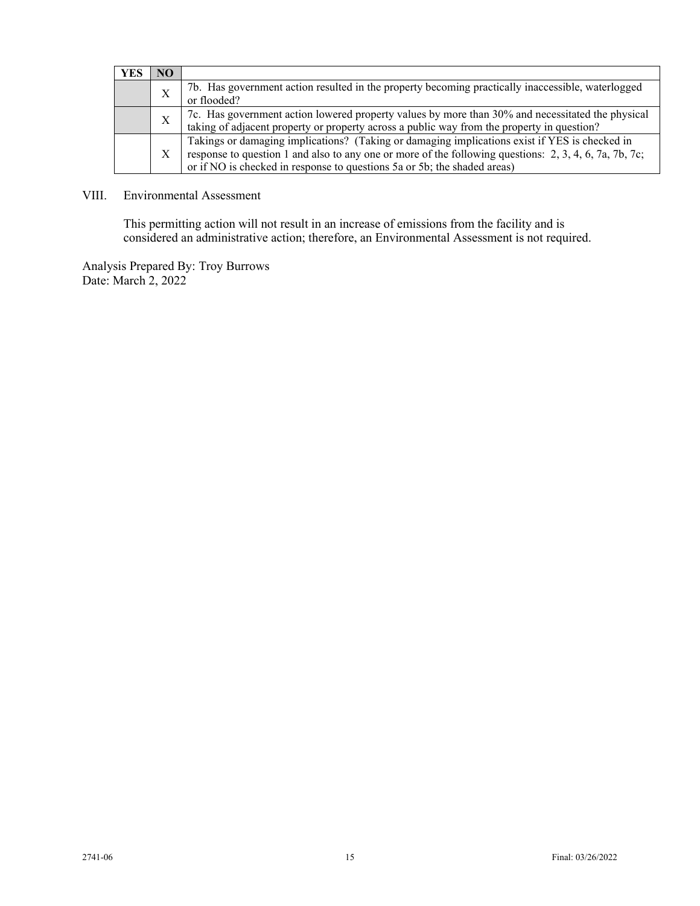| YES | NO | |
|---|---|---|
| | X | 7b. Has government action resulted in the property becoming practically inaccessible, waterlogged or flooded? |
| | X | 7c. Has government action lowered property values by more than 30% and necessitated the physical taking of adjacent property or property across a public way from the property in question? |
| | X | Takings or damaging implications? (Taking or damaging implications exist if YES is checked in response to question 1 and also to any one or more of the following questions: 2, 3, 4, 6, 7a, 7b, 7c; or if NO is checked in response to questions 5a or 5b; the shaded areas) |

## VIII. Environmental Assessment

This permitting action will not result in an increase of emissions from the facility and is considered an administrative action; therefore, an Environmental Assessment is not required.

Analysis Prepared By: Troy Burrows
Date: March 2, 2022